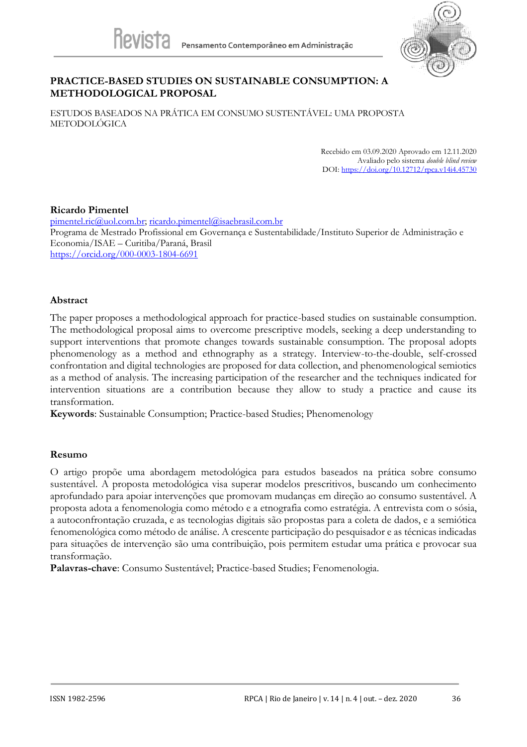# PRACTICE-BASED STUDIES ON SUSTAINABLE CONSUMPTION: A METHODOLOGICAL PROPOSAL

ESTUDOS BASEADOS NA PRÁTICA EM CONSUMO SUSTENTÁVEL: UMA PROPOSTA METODOLÓGICA

Recebido em 03.09.2020 Aprovado em 12.11.2020
Avaliado pelo sistema *double blind review*
DOI: https://doi.org/10.12712/rpca.v14i4.45730

**Ricardo Pimentel**
pimentel.ric@uol.com.br; ricardo.pimentel@isaebrasil.com.br
Programa de Mestrado Profissional em Governança e Sustentabilidade/Instituto Superior de Administração e Economia/ISAE – Curitiba/Paraná, Brasil
https://orcid.org/000-0003-1804-6691

## Abstract

The paper proposes a methodological approach for practice-based studies on sustainable consumption. The methodological proposal aims to overcome prescriptive models, seeking a deep understanding to support interventions that promote changes towards sustainable consumption. The proposal adopts phenomenology as a method and ethnography as a strategy. Interview-to-the-double, self-crossed confrontation and digital technologies are proposed for data collection, and phenomenological semiotics as a method of analysis. The increasing participation of the researcher and the techniques indicated for intervention situations are a contribution because they allow to study a practice and cause its transformation.

**Keywords**: Sustainable Consumption; Practice-based Studies; Phenomenology

## Resumo

O artigo propõe uma abordagem metodológica para estudos baseados na prática sobre consumo sustentável. A proposta metodológica visa superar modelos prescritivos, buscando um conhecimento aprofundado para apoiar intervenções que promovam mudanças em direção ao consumo sustentável. A proposta adota a fenomenologia como método e a etnografia como estratégia. A entrevista com o sósia, a autoconfrontação cruzada, e as tecnologias digitais são propostas para a coleta de dados, e a semiótica fenomenológica como método de análise. A crescente participação do pesquisador e as técnicas indicadas para situações de intervenção são uma contribuição, pois permitem estudar uma prática e provocar sua transformação.

**Palavras-chave**: Consumo Sustentável; Practice-based Studies; Fenomenologia.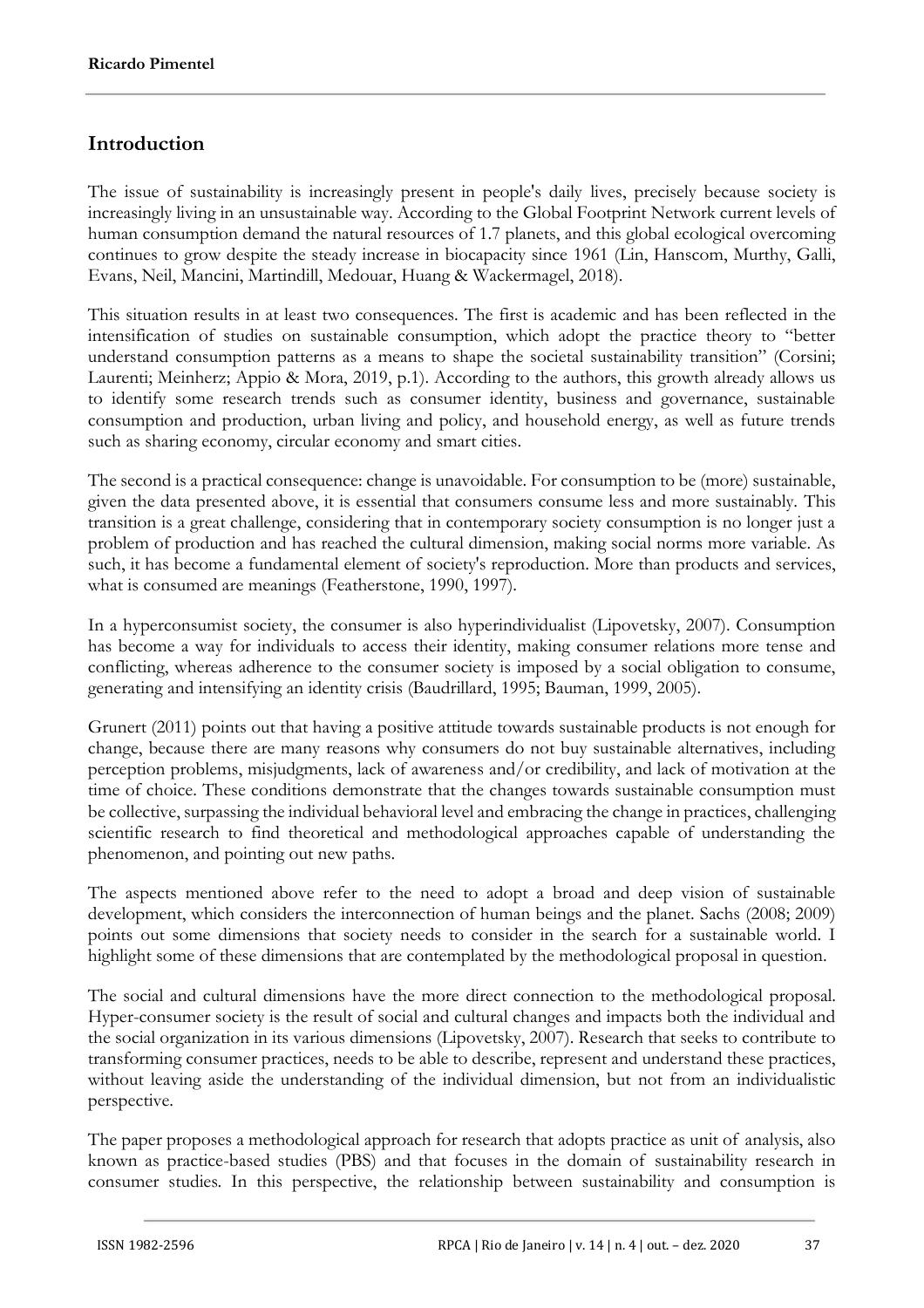## Introduction

The issue of sustainability is increasingly present in people's daily lives, precisely because society is increasingly living in an unsustainable way. According to the Global Footprint Network current levels of human consumption demand the natural resources of 1.7 planets, and this global ecological overcoming continues to grow despite the steady increase in biocapacity since 1961 (Lin, Hanscom, Murthy, Galli, Evans, Neil, Mancini, Martindill, Medouar, Huang & Wackermagel, 2018).

This situation results in at least two consequences. The first is academic and has been reflected in the intensification of studies on sustainable consumption, which adopt the practice theory to "better understand consumption patterns as a means to shape the societal sustainability transition" (Corsini; Laurenti; Meinherz; Appio & Mora, 2019, p.1). According to the authors, this growth already allows us to identify some research trends such as consumer identity, business and governance, sustainable consumption and production, urban living and policy, and household energy, as well as future trends such as sharing economy, circular economy and smart cities.

The second is a practical consequence: change is unavoidable. For consumption to be (more) sustainable, given the data presented above, it is essential that consumers consume less and more sustainably. This transition is a great challenge, considering that in contemporary society consumption is no longer just a problem of production and has reached the cultural dimension, making social norms more variable. As such, it has become a fundamental element of society's reproduction. More than products and services, what is consumed are meanings (Featherstone, 1990, 1997).

In a hyperconsumist society, the consumer is also hyperindividualist (Lipovetsky, 2007). Consumption has become a way for individuals to access their identity, making consumer relations more tense and conflicting, whereas adherence to the consumer society is imposed by a social obligation to consume, generating and intensifying an identity crisis (Baudrillard, 1995; Bauman, 1999, 2005).

Grunert (2011) points out that having a positive attitude towards sustainable products is not enough for change, because there are many reasons why consumers do not buy sustainable alternatives, including perception problems, misjudgments, lack of awareness and/or credibility, and lack of motivation at the time of choice. These conditions demonstrate that the changes towards sustainable consumption must be collective, surpassing the individual behavioral level and embracing the change in practices, challenging scientific research to find theoretical and methodological approaches capable of understanding the phenomenon, and pointing out new paths.

The aspects mentioned above refer to the need to adopt a broad and deep vision of sustainable development, which considers the interconnection of human beings and the planet. Sachs (2008; 2009) points out some dimensions that society needs to consider in the search for a sustainable world. I highlight some of these dimensions that are contemplated by the methodological proposal in question.

The social and cultural dimensions have the more direct connection to the methodological proposal. Hyper-consumer society is the result of social and cultural changes and impacts both the individual and the social organization in its various dimensions (Lipovetsky, 2007). Research that seeks to contribute to transforming consumer practices, needs to be able to describe, represent and understand these practices, without leaving aside the understanding of the individual dimension, but not from an individualistic perspective.

The paper proposes a methodological approach for research that adopts practice as unit of analysis, also known as practice-based studies (PBS) and that focuses in the domain of sustainability research in consumer studies. In this perspective, the relationship between sustainability and consumption is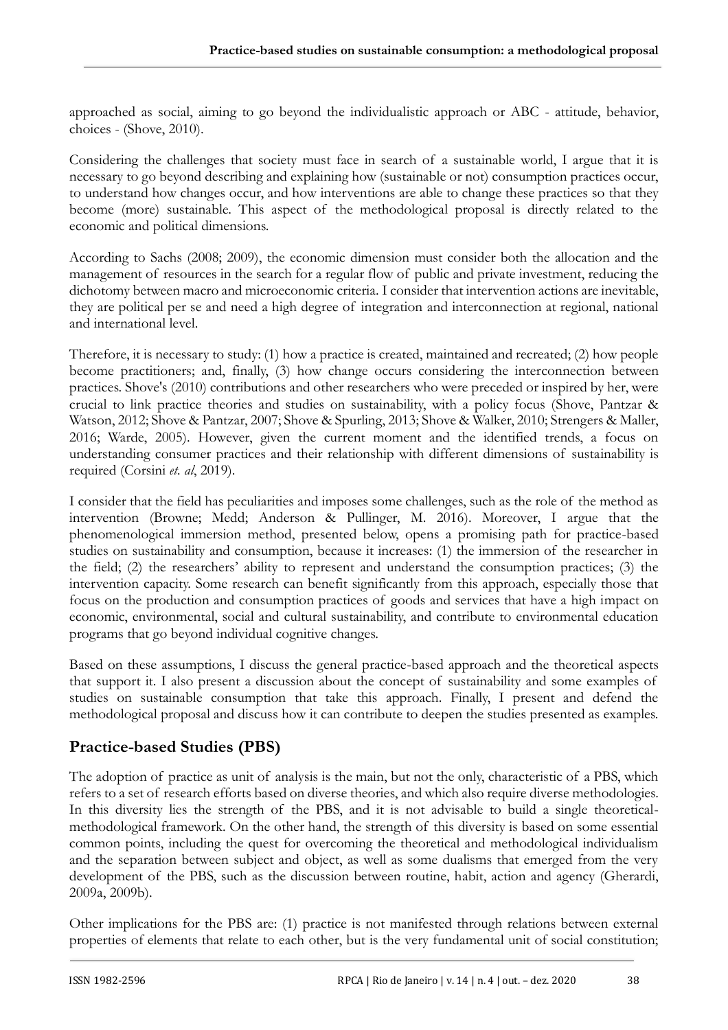approached as social, aiming to go beyond the individualistic approach or ABC - attitude, behavior, choices - (Shove, 2010).

Considering the challenges that society must face in search of a sustainable world, I argue that it is necessary to go beyond describing and explaining how (sustainable or not) consumption practices occur, to understand how changes occur, and how interventions are able to change these practices so that they become (more) sustainable. This aspect of the methodological proposal is directly related to the economic and political dimensions.

According to Sachs (2008; 2009), the economic dimension must consider both the allocation and the management of resources in the search for a regular flow of public and private investment, reducing the dichotomy between macro and microeconomic criteria. I consider that intervention actions are inevitable, they are political per se and need a high degree of integration and interconnection at regional, national and international level.

Therefore, it is necessary to study: (1) how a practice is created, maintained and recreated; (2) how people become practitioners; and, finally, (3) how change occurs considering the interconnection between practices. Shove's (2010) contributions and other researchers who were preceded or inspired by her, were crucial to link practice theories and studies on sustainability, with a policy focus (Shove, Pantzar & Watson, 2012; Shove & Pantzar, 2007; Shove & Spurling, 2013; Shove & Walker, 2010; Strengers & Maller, 2016; Warde, 2005). However, given the current moment and the identified trends, a focus on understanding consumer practices and their relationship with different dimensions of sustainability is required (Corsini *et. al*, 2019).

I consider that the field has peculiarities and imposes some challenges, such as the role of the method as intervention (Browne; Medd; Anderson & Pullinger, M. 2016). Moreover, I argue that the phenomenological immersion method, presented below, opens a promising path for practice-based studies on sustainability and consumption, because it increases: (1) the immersion of the researcher in the field; (2) the researchers' ability to represent and understand the consumption practices; (3) the intervention capacity. Some research can benefit significantly from this approach, especially those that focus on the production and consumption practices of goods and services that have a high impact on economic, environmental, social and cultural sustainability, and contribute to environmental education programs that go beyond individual cognitive changes.

Based on these assumptions, I discuss the general practice-based approach and the theoretical aspects that support it. I also present a discussion about the concept of sustainability and some examples of studies on sustainable consumption that take this approach. Finally, I present and defend the methodological proposal and discuss how it can contribute to deepen the studies presented as examples.

## Practice-based Studies (PBS)

The adoption of practice as unit of analysis is the main, but not the only, characteristic of a PBS, which refers to a set of research efforts based on diverse theories, and which also require diverse methodologies. In this diversity lies the strength of the PBS, and it is not advisable to build a single theoretical-methodological framework. On the other hand, the strength of this diversity is based on some essential common points, including the quest for overcoming the theoretical and methodological individualism and the separation between subject and object, as well as some dualisms that emerged from the very development of the PBS, such as the discussion between routine, habit, action and agency (Gherardi, 2009a, 2009b).

Other implications for the PBS are: (1) practice is not manifested through relations between external properties of elements that relate to each other, but is the very fundamental unit of social constitution;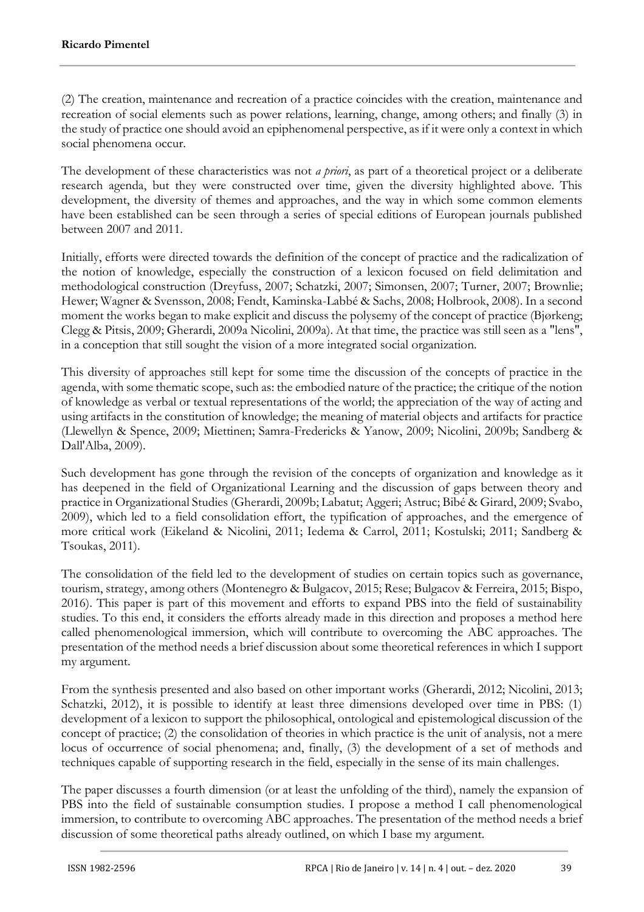(2) The creation, maintenance and recreation of a practice coincides with the creation, maintenance and recreation of social elements such as power relations, learning, change, among others; and finally (3) in the study of practice one should avoid an epiphenomenal perspective, as if it were only a context in which social phenomena occur.

The development of these characteristics was not *a priori*, as part of a theoretical project or a deliberate research agenda, but they were constructed over time, given the diversity highlighted above. This development, the diversity of themes and approaches, and the way in which some common elements have been established can be seen through a series of special editions of European journals published between 2007 and 2011.

Initially, efforts were directed towards the definition of the concept of practice and the radicalization of the notion of knowledge, especially the construction of a lexicon focused on field delimitation and methodological construction (Dreyfuss, 2007; Schatzki, 2007; Simonsen, 2007; Turner, 2007; Brownlie; Hewer; Wagner & Svensson, 2008; Fendt, Kaminska-Labbé & Sachs, 2008; Holbrook, 2008). In a second moment the works began to make explicit and discuss the polysemy of the concept of practice (Bjørkeng; Clegg & Pitsis, 2009; Gherardi, 2009a Nicolini, 2009a). At that time, the practice was still seen as a "lens", in a conception that still sought the vision of a more integrated social organization.

This diversity of approaches still kept for some time the discussion of the concepts of practice in the agenda, with some thematic scope, such as: the embodied nature of the practice; the critique of the notion of knowledge as verbal or textual representations of the world; the appreciation of the way of acting and using artifacts in the constitution of knowledge; the meaning of material objects and artifacts for practice (Llewellyn & Spence, 2009; Miettinen; Samra-Fredericks & Yanow, 2009; Nicolini, 2009b; Sandberg & Dall'Alba, 2009).

Such development has gone through the revision of the concepts of organization and knowledge as it has deepened in the field of Organizational Learning and the discussion of gaps between theory and practice in Organizational Studies (Gherardi, 2009b; Labatut; Aggeri; Astruc; Bibé & Girard, 2009; Svabo, 2009), which led to a field consolidation effort, the typification of approaches, and the emergence of more critical work (Eikeland & Nicolini, 2011; Iedema & Carrol, 2011; Kostulski; 2011; Sandberg & Tsoukas, 2011).

The consolidation of the field led to the development of studies on certain topics such as governance, tourism, strategy, among others (Montenegro & Bulgacov, 2015; Rese; Bulgacov & Ferreira, 2015; Bispo, 2016). This paper is part of this movement and efforts to expand PBS into the field of sustainability studies. To this end, it considers the efforts already made in this direction and proposes a method here called phenomenological immersion, which will contribute to overcoming the ABC approaches. The presentation of the method needs a brief discussion about some theoretical references in which I support my argument.

From the synthesis presented and also based on other important works (Gherardi, 2012; Nicolini, 2013; Schatzki, 2012), it is possible to identify at least three dimensions developed over time in PBS: (1) development of a lexicon to support the philosophical, ontological and epistemological discussion of the concept of practice; (2) the consolidation of theories in which practice is the unit of analysis, not a mere locus of occurrence of social phenomena; and, finally, (3) the development of a set of methods and techniques capable of supporting research in the field, especially in the sense of its main challenges.

The paper discusses a fourth dimension (or at least the unfolding of the third), namely the expansion of PBS into the field of sustainable consumption studies. I propose a method I call phenomenological immersion, to contribute to overcoming ABC approaches. The presentation of the method needs a brief discussion of some theoretical paths already outlined, on which I base my argument.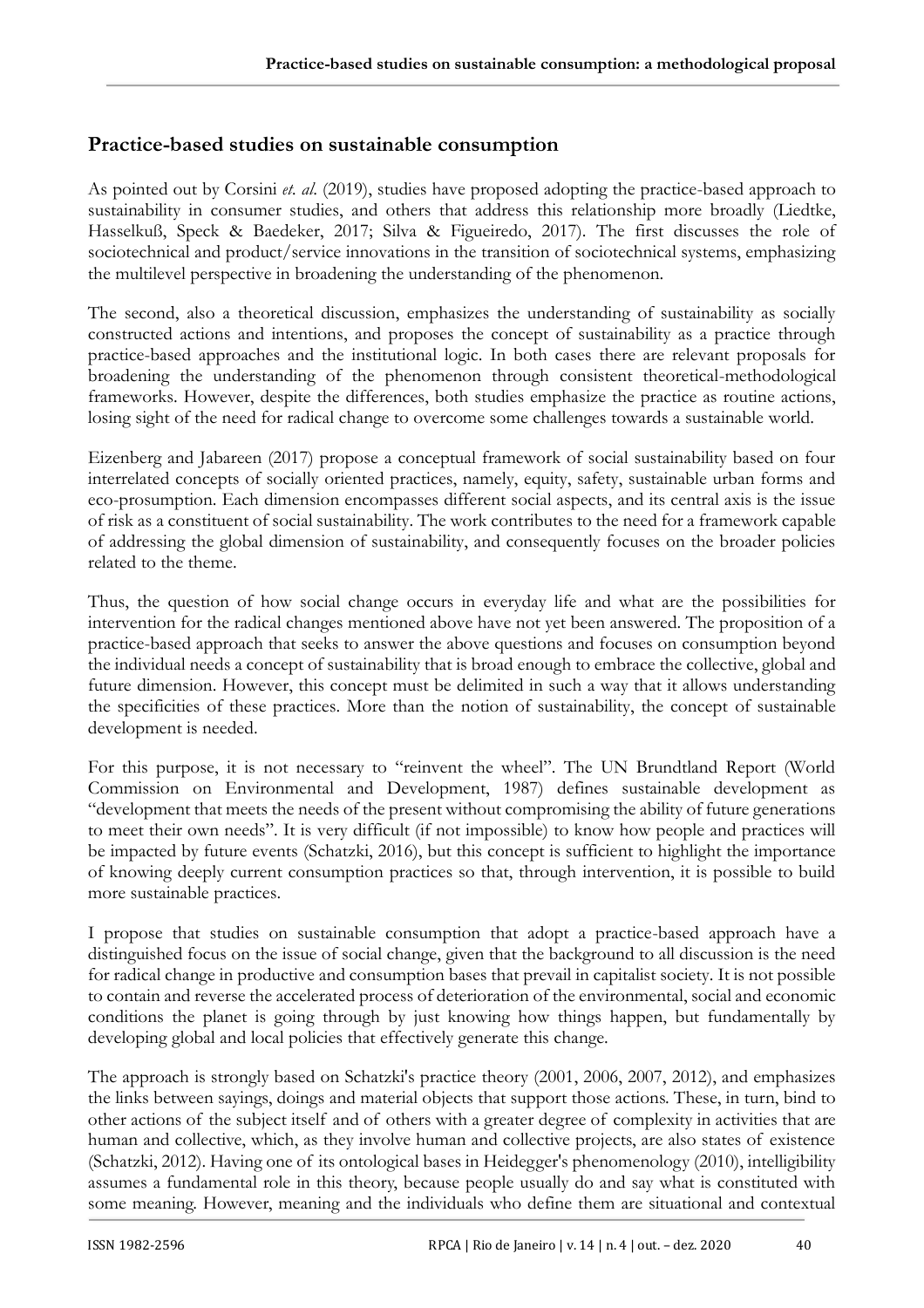## Practice-based studies on sustainable consumption

As pointed out by Corsini *et. al.* (2019), studies have proposed adopting the practice-based approach to sustainability in consumer studies, and others that address this relationship more broadly (Liedtke, Hasselkuß, Speck & Baedeker, 2017; Silva & Figueiredo, 2017). The first discusses the role of sociotechnical and product/service innovations in the transition of sociotechnical systems, emphasizing the multilevel perspective in broadening the understanding of the phenomenon.

The second, also a theoretical discussion, emphasizes the understanding of sustainability as socially constructed actions and intentions, and proposes the concept of sustainability as a practice through practice-based approaches and the institutional logic. In both cases there are relevant proposals for broadening the understanding of the phenomenon through consistent theoretical-methodological frameworks. However, despite the differences, both studies emphasize the practice as routine actions, losing sight of the need for radical change to overcome some challenges towards a sustainable world.

Eizenberg and Jabareen (2017) propose a conceptual framework of social sustainability based on four interrelated concepts of socially oriented practices, namely, equity, safety, sustainable urban forms and eco-prosumption. Each dimension encompasses different social aspects, and its central axis is the issue of risk as a constituent of social sustainability. The work contributes to the need for a framework capable of addressing the global dimension of sustainability, and consequently focuses on the broader policies related to the theme.

Thus, the question of how social change occurs in everyday life and what are the possibilities for intervention for the radical changes mentioned above have not yet been answered. The proposition of a practice-based approach that seeks to answer the above questions and focuses on consumption beyond the individual needs a concept of sustainability that is broad enough to embrace the collective, global and future dimension. However, this concept must be delimited in such a way that it allows understanding the specificities of these practices. More than the notion of sustainability, the concept of sustainable development is needed.

For this purpose, it is not necessary to "reinvent the wheel". The UN Brundtland Report (World Commission on Environmental and Development, 1987) defines sustainable development as "development that meets the needs of the present without compromising the ability of future generations to meet their own needs". It is very difficult (if not impossible) to know how people and practices will be impacted by future events (Schatzki, 2016), but this concept is sufficient to highlight the importance of knowing deeply current consumption practices so that, through intervention, it is possible to build more sustainable practices.

I propose that studies on sustainable consumption that adopt a practice-based approach have a distinguished focus on the issue of social change, given that the background to all discussion is the need for radical change in productive and consumption bases that prevail in capitalist society. It is not possible to contain and reverse the accelerated process of deterioration of the environmental, social and economic conditions the planet is going through by just knowing how things happen, but fundamentally by developing global and local policies that effectively generate this change.

The approach is strongly based on Schatzki's practice theory (2001, 2006, 2007, 2012), and emphasizes the links between sayings, doings and material objects that support those actions. These, in turn, bind to other actions of the subject itself and of others with a greater degree of complexity in activities that are human and collective, which, as they involve human and collective projects, are also states of existence (Schatzki, 2012). Having one of its ontological bases in Heidegger's phenomenology (2010), intelligibility assumes a fundamental role in this theory, because people usually do and say what is constituted with some meaning. However, meaning and the individuals who define them are situational and contextual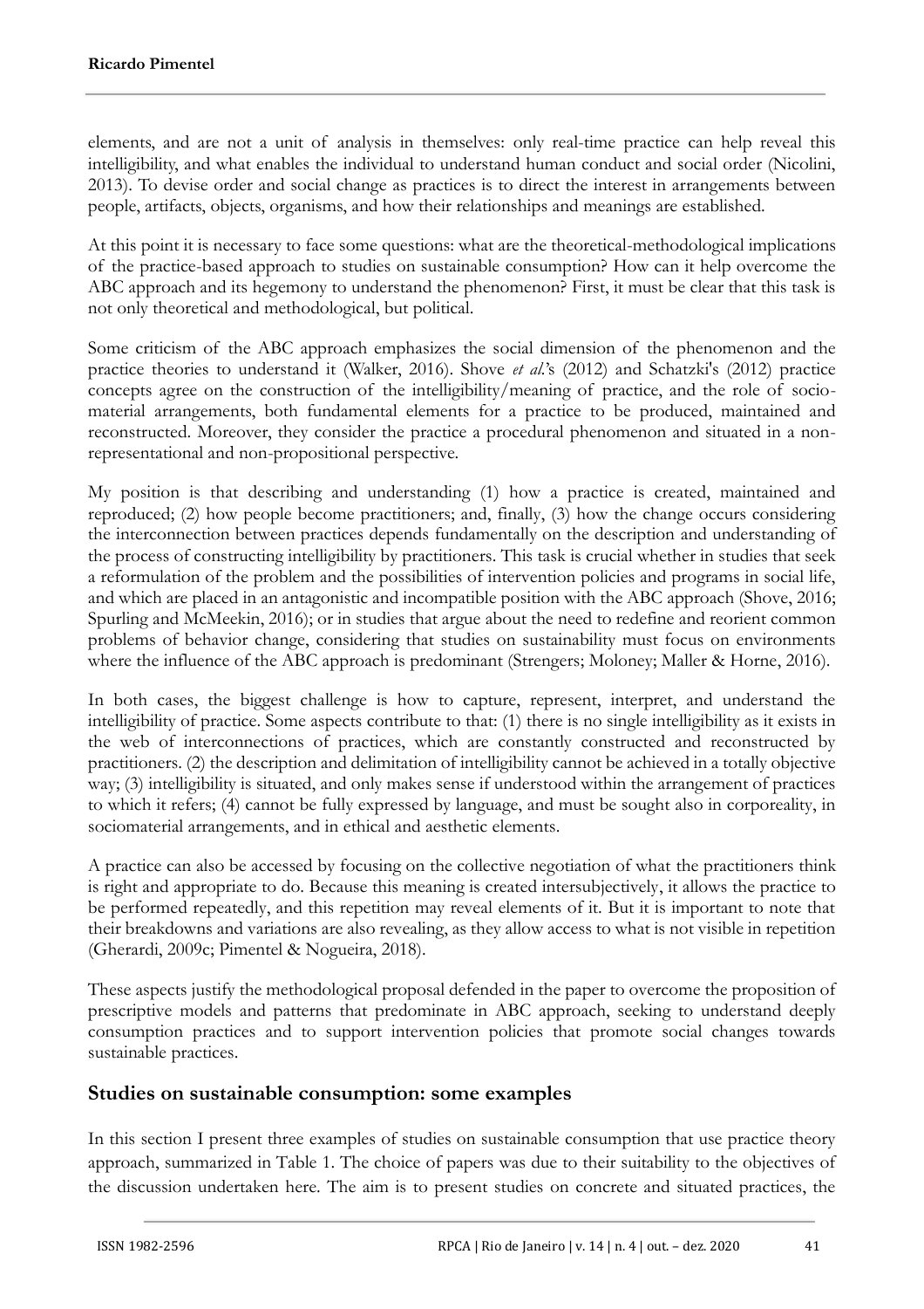elements, and are not a unit of analysis in themselves: only real-time practice can help reveal this intelligibility, and what enables the individual to understand human conduct and social order (Nicolini, 2013). To devise order and social change as practices is to direct the interest in arrangements between people, artifacts, objects, organisms, and how their relationships and meanings are established.

At this point it is necessary to face some questions: what are the theoretical-methodological implications of the practice-based approach to studies on sustainable consumption? How can it help overcome the ABC approach and its hegemony to understand the phenomenon? First, it must be clear that this task is not only theoretical and methodological, but political.

Some criticism of the ABC approach emphasizes the social dimension of the phenomenon and the practice theories to understand it (Walker, 2016). Shove *et al.*'s (2012) and Schatzki's (2012) practice concepts agree on the construction of the intelligibility/meaning of practice, and the role of socio-material arrangements, both fundamental elements for a practice to be produced, maintained and reconstructed. Moreover, they consider the practice a procedural phenomenon and situated in a non-representational and non-propositional perspective.

My position is that describing and understanding (1) how a practice is created, maintained and reproduced; (2) how people become practitioners; and, finally, (3) how the change occurs considering the interconnection between practices depends fundamentally on the description and understanding of the process of constructing intelligibility by practitioners. This task is crucial whether in studies that seek a reformulation of the problem and the possibilities of intervention policies and programs in social life, and which are placed in an antagonistic and incompatible position with the ABC approach (Shove, 2016; Spurling and McMeekin, 2016); or in studies that argue about the need to redefine and reorient common problems of behavior change, considering that studies on sustainability must focus on environments where the influence of the ABC approach is predominant (Strengers; Moloney; Maller & Horne, 2016).

In both cases, the biggest challenge is how to capture, represent, interpret, and understand the intelligibility of practice. Some aspects contribute to that: (1) there is no single intelligibility as it exists in the web of interconnections of practices, which are constantly constructed and reconstructed by practitioners. (2) the description and delimitation of intelligibility cannot be achieved in a totally objective way; (3) intelligibility is situated, and only makes sense if understood within the arrangement of practices to which it refers; (4) cannot be fully expressed by language, and must be sought also in corporeality, in sociomaterial arrangements, and in ethical and aesthetic elements.

A practice can also be accessed by focusing on the collective negotiation of what the practitioners think is right and appropriate to do. Because this meaning is created intersubjectively, it allows the practice to be performed repeatedly, and this repetition may reveal elements of it. But it is important to note that their breakdowns and variations are also revealing, as they allow access to what is not visible in repetition (Gherardi, 2009c; Pimentel & Nogueira, 2018).

These aspects justify the methodological proposal defended in the paper to overcome the proposition of prescriptive models and patterns that predominate in ABC approach, seeking to understand deeply consumption practices and to support intervention policies that promote social changes towards sustainable practices.

## Studies on sustainable consumption: some examples

In this section I present three examples of studies on sustainable consumption that use practice theory approach, summarized in Table 1. The choice of papers was due to their suitability to the objectives of the discussion undertaken here. The aim is to present studies on concrete and situated practices, the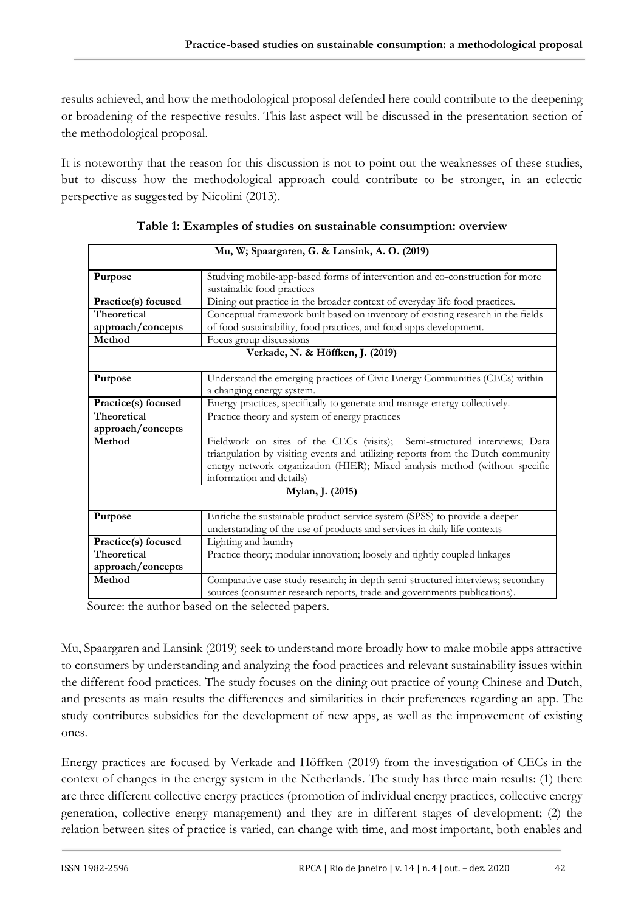results achieved, and how the methodological proposal defended here could contribute to the deepening or broadening of the respective results. This last aspect will be discussed in the presentation section of the methodological proposal.

It is noteworthy that the reason for this discussion is not to point out the weaknesses of these studies, but to discuss how the methodological approach could contribute to be stronger, in an eclectic perspective as suggested by Nicolini (2013).

**Table 1: Examples of studies on sustainable consumption: overview**

| **Mu, W; Spaargaren, G. & Lansink, A. O. (2019)** | |
|---|---|
| **Purpose** | Studying mobile-app-based forms of intervention and co-construction for more sustainable food practices |
| **Practice(s) focused** | Dining out practice in the broader context of everyday life food practices. |
| **Theoretical approach/concepts** | Conceptual framework built based on inventory of existing research in the fields of food sustainability, food practices, and food apps development. |
| **Method** | Focus group discussions |
| **Verkade, N. & Höffken, J. (2019)** | |
| **Purpose** | Understand the emerging practices of Civic Energy Communities (CECs) within a changing energy system. |
| **Practice(s) focused** | Energy practices, specifically to generate and manage energy collectively. |
| **Theoretical approach/concepts** | Practice theory and system of energy practices |
| **Method** | Fieldwork on sites of the CECs (visits); Semi-structured interviews; Data triangulation by visiting events and utilizing reports from the Dutch community energy network organization (HIER); Mixed analysis method (without specific information and details) |
| **Mylan, J. (2015)** | |
| **Purpose** | Enriche the sustainable product-service system (SPSS) to provide a deeper understanding of the use of products and services in daily life contexts |
| **Practice(s) focused** | Lighting and laundry |
| **Theoretical approach/concepts** | Practice theory; modular innovation; loosely and tightly coupled linkages |
| **Method** | Comparative case-study research; in-depth semi-structured interviews; secondary sources (consumer research reports, trade and governments publications). |

Source: the author based on the selected papers.

Mu, Spaargaren and Lansink (2019) seek to understand more broadly how to make mobile apps attractive to consumers by understanding and analyzing the food practices and relevant sustainability issues within the different food practices. The study focuses on the dining out practice of young Chinese and Dutch, and presents as main results the differences and similarities in their preferences regarding an app. The study contributes subsidies for the development of new apps, as well as the improvement of existing ones.

Energy practices are focused by Verkade and Höffken (2019) from the investigation of CECs in the context of changes in the energy system in the Netherlands. The study has three main results: (1) there are three different collective energy practices (promotion of individual energy practices, collective energy generation, collective energy management) and they are in different stages of development; (2) the relation between sites of practice is varied, can change with time, and most important, both enables and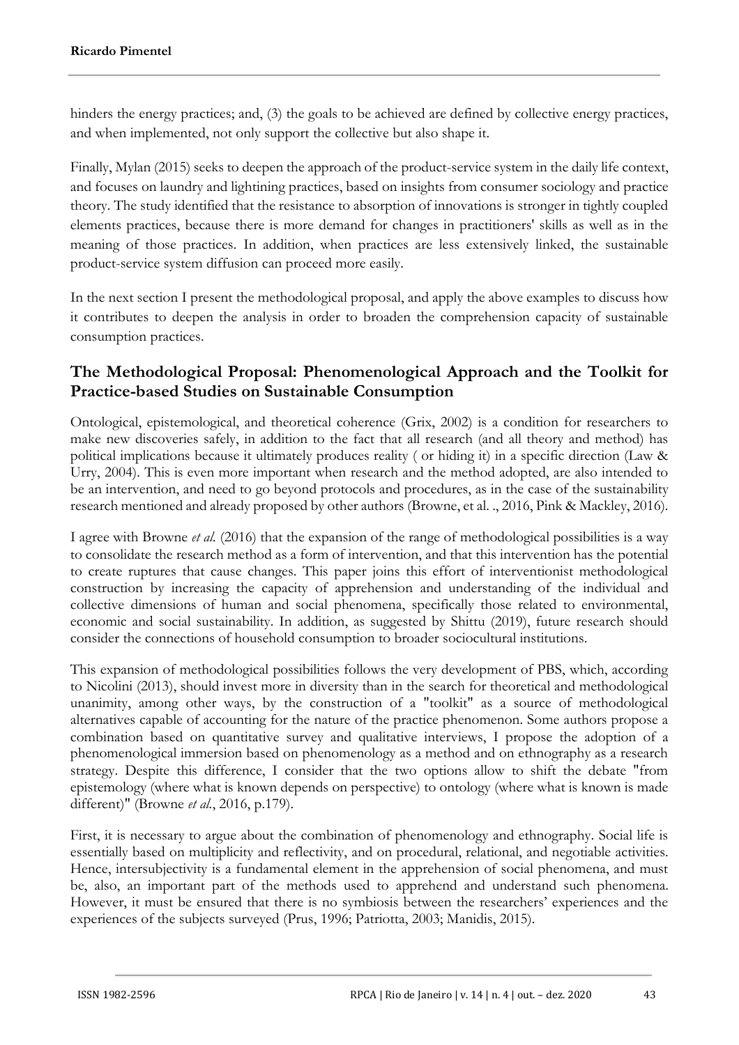hinders the energy practices; and, (3) the goals to be achieved are defined by collective energy practices, and when implemented, not only support the collective but also shape it.

Finally, Mylan (2015) seeks to deepen the approach of the product-service system in the daily life context, and focuses on laundry and lightining practices, based on insights from consumer sociology and practice theory. The study identified that the resistance to absorption of innovations is stronger in tightly coupled elements practices, because there is more demand for changes in practitioners' skills as well as in the meaning of those practices. In addition, when practices are less extensively linked, the sustainable product-service system diffusion can proceed more easily.

In the next section I present the methodological proposal, and apply the above examples to discuss how it contributes to deepen the analysis in order to broaden the comprehension capacity of sustainable consumption practices.

## The Methodological Proposal: Phenomenological Approach and the Toolkit for Practice-based Studies on Sustainable Consumption

Ontological, epistemological, and theoretical coherence (Grix, 2002) is a condition for researchers to make new discoveries safely, in addition to the fact that all research (and all theory and method) has political implications because it ultimately produces reality ( or hiding it) in a specific direction (Law & Urry, 2004). This is even more important when research and the method adopted, are also intended to be an intervention, and need to go beyond protocols and procedures, as in the case of the sustainability research mentioned and already proposed by other authors (Browne, et al. ., 2016, Pink & Mackley, 2016).

I agree with Browne *et al.* (2016) that the expansion of the range of methodological possibilities is a way to consolidate the research method as a form of intervention, and that this intervention has the potential to create ruptures that cause changes. This paper joins this effort of interventionist methodological construction by increasing the capacity of apprehension and understanding of the individual and collective dimensions of human and social phenomena, specifically those related to environmental, economic and social sustainability. In addition, as suggested by Shittu (2019), future research should consider the connections of household consumption to broader sociocultural institutions.

This expansion of methodological possibilities follows the very development of PBS, which, according to Nicolini (2013), should invest more in diversity than in the search for theoretical and methodological unanimity, among other ways, by the construction of a "toolkit" as a source of methodological alternatives capable of accounting for the nature of the practice phenomenon. Some authors propose a combination based on quantitative survey and qualitative interviews, I propose the adoption of a phenomenological immersion based on phenomenology as a method and on ethnography as a research strategy. Despite this difference, I consider that the two options allow to shift the debate "from epistemology (where what is known depends on perspective) to ontology (where what is known is made different)" (Browne *et al.*, 2016, p.179).

First, it is necessary to argue about the combination of phenomenology and ethnography. Social life is essentially based on multiplicity and reflectivity, and on procedural, relational, and negotiable activities. Hence, intersubjectivity is a fundamental element in the apprehension of social phenomena, and must be, also, an important part of the methods used to apprehend and understand such phenomena. However, it must be ensured that there is no symbiosis between the researchers' experiences and the experiences of the subjects surveyed (Prus, 1996; Patriotta, 2003; Manidis, 2015).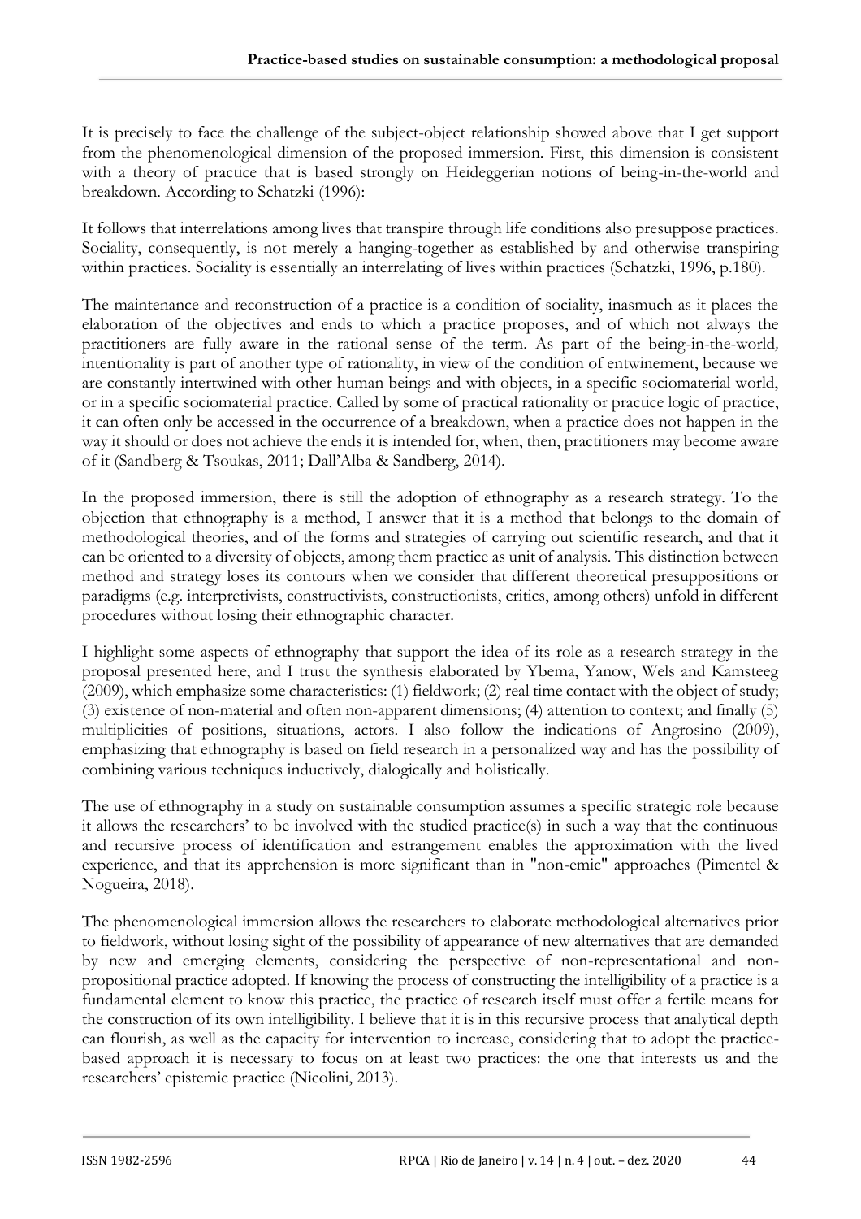It is precisely to face the challenge of the subject-object relationship showed above that I get support from the phenomenological dimension of the proposed immersion. First, this dimension is consistent with a theory of practice that is based strongly on Heideggerian notions of being-in-the-world and breakdown. According to Schatzki (1996):

It follows that interrelations among lives that transpire through life conditions also presuppose practices. Sociality, consequently, is not merely a hanging-together as established by and otherwise transpiring within practices. Sociality is essentially an interrelating of lives within practices (Schatzki, 1996, p.180).

The maintenance and reconstruction of a practice is a condition of sociality, inasmuch as it places the elaboration of the objectives and ends to which a practice proposes, and of which not always the practitioners are fully aware in the rational sense of the term. As part of the being-in-the-world, intentionality is part of another type of rationality, in view of the condition of entwinement, because we are constantly intertwined with other human beings and with objects, in a specific sociomaterial world, or in a specific sociomaterial practice. Called by some of practical rationality or practice logic of practice, it can often only be accessed in the occurrence of a breakdown, when a practice does not happen in the way it should or does not achieve the ends it is intended for, when, then, practitioners may become aware of it (Sandberg & Tsoukas, 2011; Dall'Alba & Sandberg, 2014).

In the proposed immersion, there is still the adoption of ethnography as a research strategy. To the objection that ethnography is a method, I answer that it is a method that belongs to the domain of methodological theories, and of the forms and strategies of carrying out scientific research, and that it can be oriented to a diversity of objects, among them practice as unit of analysis. This distinction between method and strategy loses its contours when we consider that different theoretical presuppositions or paradigms (e.g. interpretivists, constructivists, constructionists, critics, among others) unfold in different procedures without losing their ethnographic character.

I highlight some aspects of ethnography that support the idea of its role as a research strategy in the proposal presented here, and I trust the synthesis elaborated by Ybema, Yanow, Wels and Kamsteeg (2009), which emphasize some characteristics: (1) fieldwork; (2) real time contact with the object of study; (3) existence of non-material and often non-apparent dimensions; (4) attention to context; and finally (5) multiplicities of positions, situations, actors. I also follow the indications of Angrosino (2009), emphasizing that ethnography is based on field research in a personalized way and has the possibility of combining various techniques inductively, dialogically and holistically.

The use of ethnography in a study on sustainable consumption assumes a specific strategic role because it allows the researchers' to be involved with the studied practice(s) in such a way that the continuous and recursive process of identification and estrangement enables the approximation with the lived experience, and that its apprehension is more significant than in "non-emic" approaches (Pimentel & Nogueira, 2018).

The phenomenological immersion allows the researchers to elaborate methodological alternatives prior to fieldwork, without losing sight of the possibility of appearance of new alternatives that are demanded by new and emerging elements, considering the perspective of non-representational and non-propositional practice adopted. If knowing the process of constructing the intelligibility of a practice is a fundamental element to know this practice, the practice of research itself must offer a fertile means for the construction of its own intelligibility. I believe that it is in this recursive process that analytical depth can flourish, as well as the capacity for intervention to increase, considering that to adopt the practice-based approach it is necessary to focus on at least two practices: the one that interests us and the researchers' epistemic practice (Nicolini, 2013).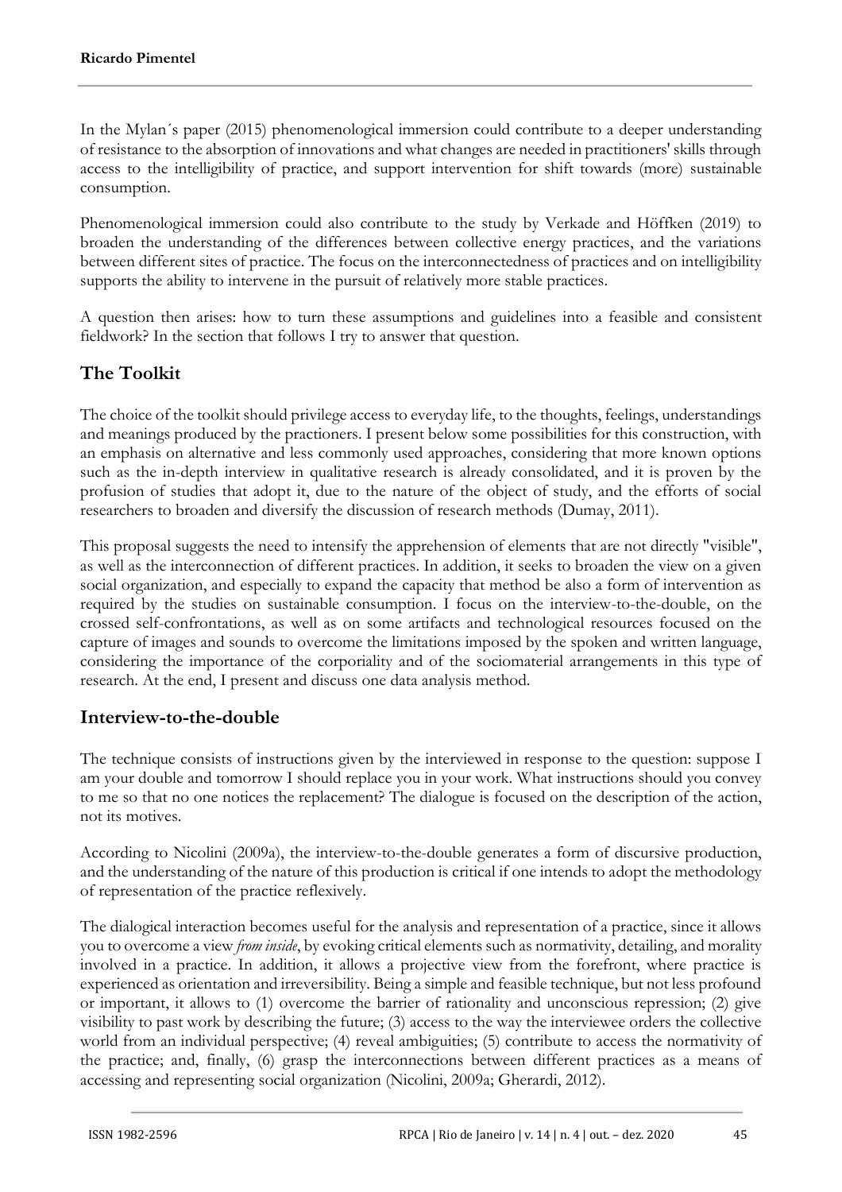In the Mylan´s paper (2015) phenomenological immersion could contribute to a deeper understanding of resistance to the absorption of innovations and what changes are needed in practitioners' skills through access to the intelligibility of practice, and support intervention for shift towards (more) sustainable consumption.

Phenomenological immersion could also contribute to the study by Verkade and Höffken (2019) to broaden the understanding of the differences between collective energy practices, and the variations between different sites of practice. The focus on the interconnectedness of practices and on intelligibility supports the ability to intervene in the pursuit of relatively more stable practices.

A question then arises: how to turn these assumptions and guidelines into a feasible and consistent fieldwork? In the section that follows I try to answer that question.

## The Toolkit

The choice of the toolkit should privilege access to everyday life, to the thoughts, feelings, understandings and meanings produced by the practioners. I present below some possibilities for this construction, with an emphasis on alternative and less commonly used approaches, considering that more known options such as the in-depth interview in qualitative research is already consolidated, and it is proven by the profusion of studies that adopt it, due to the nature of the object of study, and the efforts of social researchers to broaden and diversify the discussion of research methods (Dumay, 2011).

This proposal suggests the need to intensify the apprehension of elements that are not directly "visible", as well as the interconnection of different practices. In addition, it seeks to broaden the view on a given social organization, and especially to expand the capacity that method be also a form of intervention as required by the studies on sustainable consumption. I focus on the interview-to-the-double, on the crossed self-confrontations, as well as on some artifacts and technological resources focused on the capture of images and sounds to overcome the limitations imposed by the spoken and written language, considering the importance of the corporiality and of the sociomaterial arrangements in this type of research. At the end, I present and discuss one data analysis method.

## Interview-to-the-double

The technique consists of instructions given by the interviewed in response to the question: suppose I am your double and tomorrow I should replace you in your work. What instructions should you convey to me so that no one notices the replacement? The dialogue is focused on the description of the action, not its motives.

According to Nicolini (2009a), the interview-to-the-double generates a form of discursive production, and the understanding of the nature of this production is critical if one intends to adopt the methodology of representation of the practice reflexively.

The dialogical interaction becomes useful for the analysis and representation of a practice, since it allows you to overcome a view *from inside*, by evoking critical elements such as normativity, detailing, and morality involved in a practice. In addition, it allows a projective view from the forefront, where practice is experienced as orientation and irreversibility. Being a simple and feasible technique, but not less profound or important, it allows to (1) overcome the barrier of rationality and unconscious repression; (2) give visibility to past work by describing the future; (3) access to the way the interviewee orders the collective world from an individual perspective; (4) reveal ambiguities; (5) contribute to access the normativity of the practice; and, finally, (6) grasp the interconnections between different practices as a means of accessing and representing social organization (Nicolini, 2009a; Gherardi, 2012).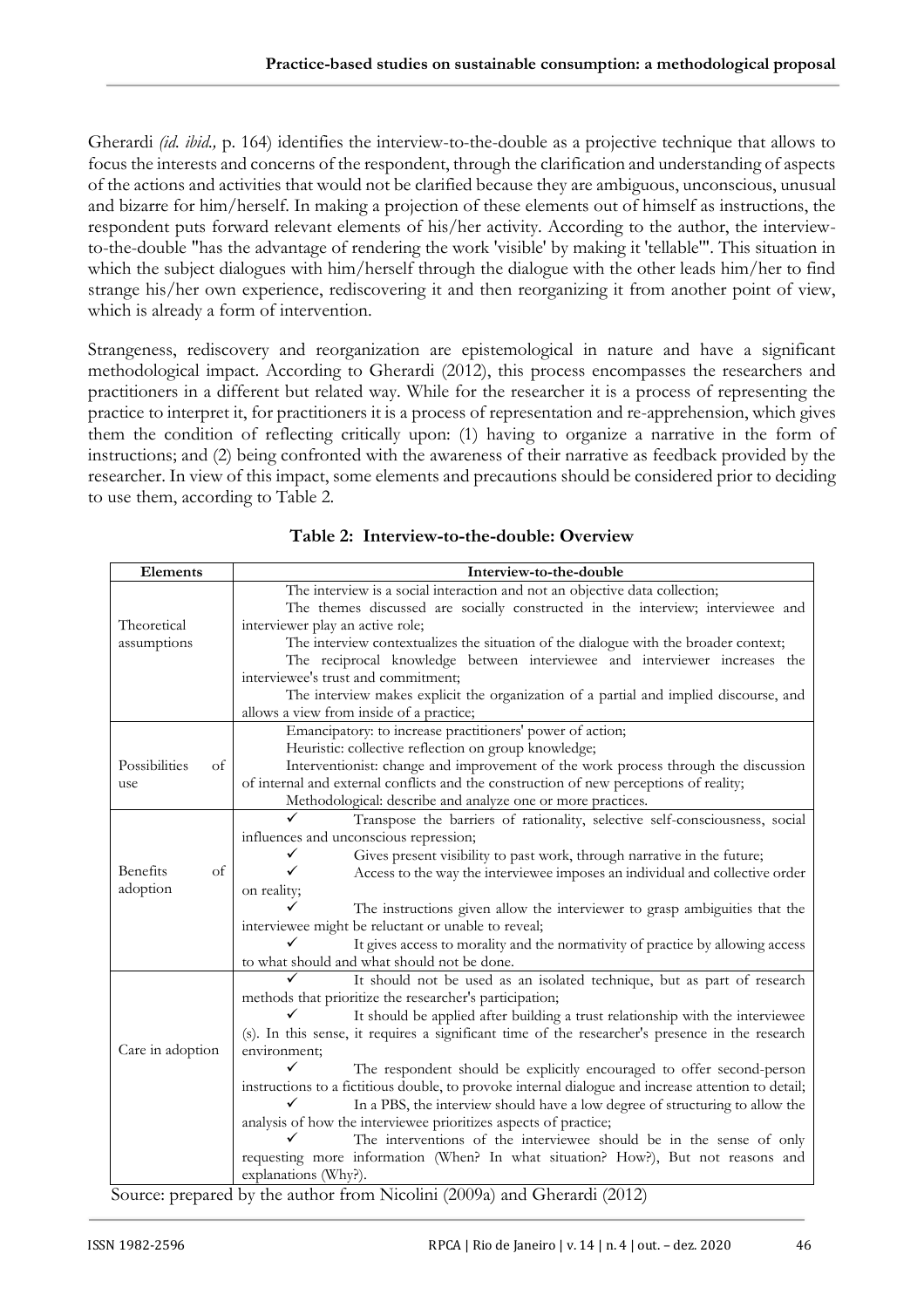Gherardi *(id. ibid.,* p. 164) identifies the interview-to-the-double as a projective technique that allows to focus the interests and concerns of the respondent, through the clarification and understanding of aspects of the actions and activities that would not be clarified because they are ambiguous, unconscious, unusual and bizarre for him/herself. In making a projection of these elements out of himself as instructions, the respondent puts forward relevant elements of his/her activity. According to the author, the interview-to-the-double "has the advantage of rendering the work 'visible' by making it 'tellable'". This situation in which the subject dialogues with him/herself through the dialogue with the other leads him/her to find strange his/her own experience, rediscovering it and then reorganizing it from another point of view, which is already a form of intervention.

Strangeness, rediscovery and reorganization are epistemological in nature and have a significant methodological impact. According to Gherardi (2012), this process encompasses the researchers and practitioners in a different but related way. While for the researcher it is a process of representing the practice to interpret it, for practitioners it is a process of representation and re-apprehension, which gives them the condition of reflecting critically upon: (1) having to organize a narrative in the form of instructions; and (2) being confronted with the awareness of their narrative as feedback provided by the researcher. In view of this impact, some elements and precautions should be considered prior to deciding to use them, according to Table 2.

**Table 2: Interview-to-the-double: Overview**

| Elements | Interview-to-the-double |
|---|---|
| Theoretical assumptions | The interview is a social interaction and not an objective data collection;<br>The themes discussed are socially constructed in the interview; interviewee and interviewer play an active role;<br>The interview contextualizes the situation of the dialogue with the broader context;<br>The reciprocal knowledge between interviewee and interviewer increases the interviewee's trust and commitment;<br>The interview makes explicit the organization of a partial and implied discourse, and allows a view from inside of a practice; |
| Possibilities of use | Emancipatory: to increase practitioners' power of action;<br>Heuristic: collective reflection on group knowledge;<br>Interventionist: change and improvement of the work process through the discussion of internal and external conflicts and the construction of new perceptions of reality;<br>Methodological: describe and analyze one or more practices. |
| Benefits of adoption | ✓ Transpose the barriers of rationality, selective self-consciousness, social influences and unconscious repression;<br>✓ Gives present visibility to past work, through narrative in the future;<br>✓ Access to the way the interviewee imposes an individual and collective order on reality;<br>✓ The instructions given allow the interviewer to grasp ambiguities that the interviewee might be reluctant or unable to reveal;<br>✓ It gives access to morality and the normativity of practice by allowing access to what should and what should not be done. |
| Care in adoption | ✓ It should not be used as an isolated technique, but as part of research methods that prioritize the researcher's participation;<br>✓ It should be applied after building a trust relationship with the interviewee (s). In this sense, it requires a significant time of the researcher's presence in the research environment;<br>✓ The respondent should be explicitly encouraged to offer second-person instructions to a fictitious double, to provoke internal dialogue and increase attention to detail;<br>✓ In a PBS, the interview should have a low degree of structuring to allow the analysis of how the interviewee prioritizes aspects of practice;<br>✓ The interventions of the interviewee should be in the sense of only requesting more information (When? In what situation? How?), But not reasons and explanations (Why?). |

Source: prepared by the author from Nicolini (2009a) and Gherardi (2012)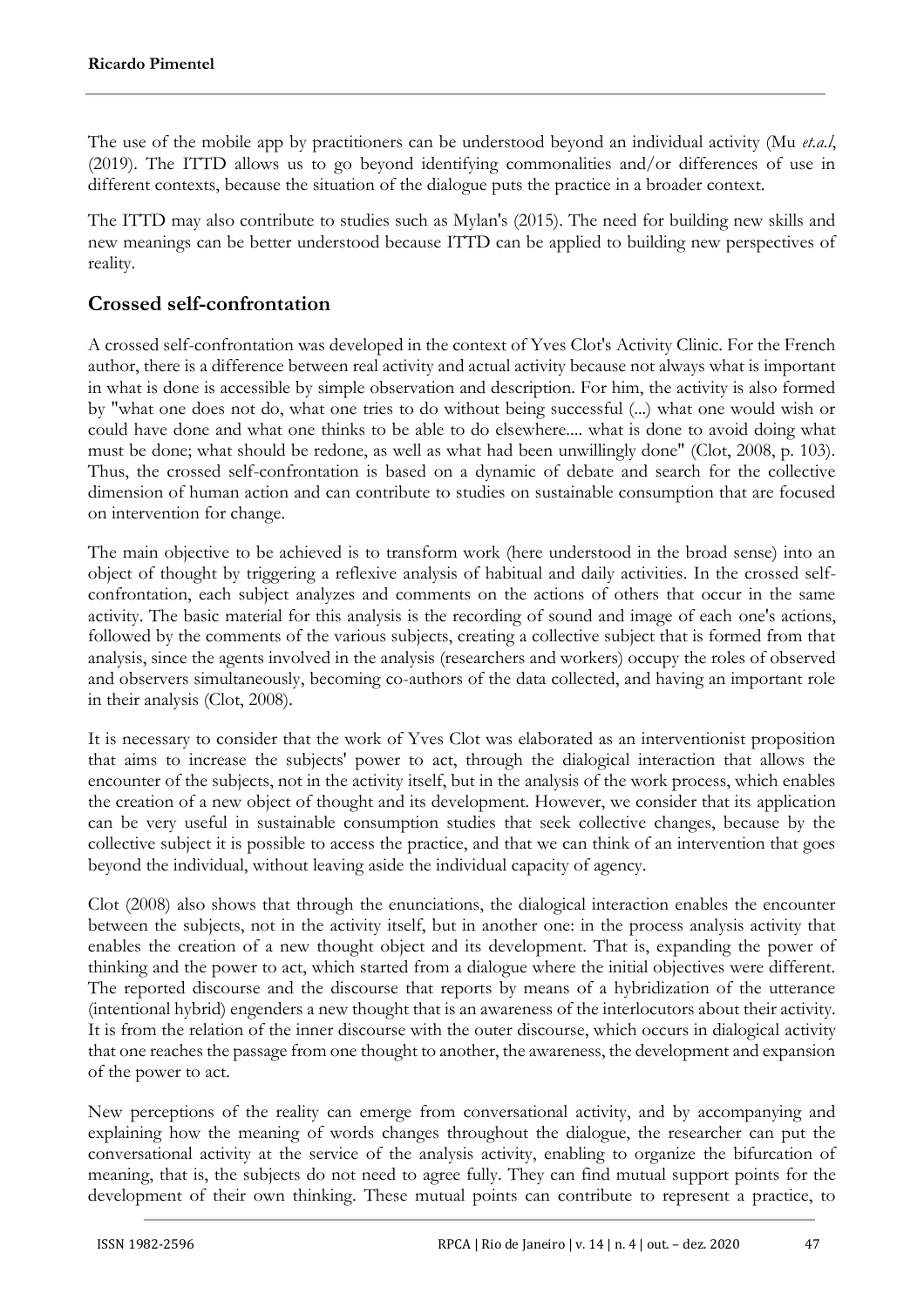The use of the mobile app by practitioners can be understood beyond an individual activity (Mu *et.a.l*, (2019). The ITTD allows us to go beyond identifying commonalities and/or differences of use in different contexts, because the situation of the dialogue puts the practice in a broader context.

The ITTD may also contribute to studies such as Mylan's (2015). The need for building new skills and new meanings can be better understood because ITTD can be applied to building new perspectives of reality.

## Crossed self-confrontation

A crossed self-confrontation was developed in the context of Yves Clot's Activity Clinic. For the French author, there is a difference between real activity and actual activity because not always what is important in what is done is accessible by simple observation and description. For him, the activity is also formed by "what one does not do, what one tries to do without being successful (...) what one would wish or could have done and what one thinks to be able to do elsewhere.... what is done to avoid doing what must be done; what should be redone, as well as what had been unwillingly done" (Clot, 2008, p. 103). Thus, the crossed self-confrontation is based on a dynamic of debate and search for the collective dimension of human action and can contribute to studies on sustainable consumption that are focused on intervention for change.

The main objective to be achieved is to transform work (here understood in the broad sense) into an object of thought by triggering a reflexive analysis of habitual and daily activities. In the crossed self-confrontation, each subject analyzes and comments on the actions of others that occur in the same activity. The basic material for this analysis is the recording of sound and image of each one's actions, followed by the comments of the various subjects, creating a collective subject that is formed from that analysis, since the agents involved in the analysis (researchers and workers) occupy the roles of observed and observers simultaneously, becoming co-authors of the data collected, and having an important role in their analysis (Clot, 2008).

It is necessary to consider that the work of Yves Clot was elaborated as an interventionist proposition that aims to increase the subjects' power to act, through the dialogical interaction that allows the encounter of the subjects, not in the activity itself, but in the analysis of the work process, which enables the creation of a new object of thought and its development. However, we consider that its application can be very useful in sustainable consumption studies that seek collective changes, because by the collective subject it is possible to access the practice, and that we can think of an intervention that goes beyond the individual, without leaving aside the individual capacity of agency.

Clot (2008) also shows that through the enunciations, the dialogical interaction enables the encounter between the subjects, not in the activity itself, but in another one: in the process analysis activity that enables the creation of a new thought object and its development. That is, expanding the power of thinking and the power to act, which started from a dialogue where the initial objectives were different. The reported discourse and the discourse that reports by means of a hybridization of the utterance (intentional hybrid) engenders a new thought that is an awareness of the interlocutors about their activity. It is from the relation of the inner discourse with the outer discourse, which occurs in dialogical activity that one reaches the passage from one thought to another, the awareness, the development and expansion of the power to act.

New perceptions of the reality can emerge from conversational activity, and by accompanying and explaining how the meaning of words changes throughout the dialogue, the researcher can put the conversational activity at the service of the analysis activity, enabling to organize the bifurcation of meaning, that is, the subjects do not need to agree fully. They can find mutual support points for the development of their own thinking. These mutual points can contribute to represent a practice, to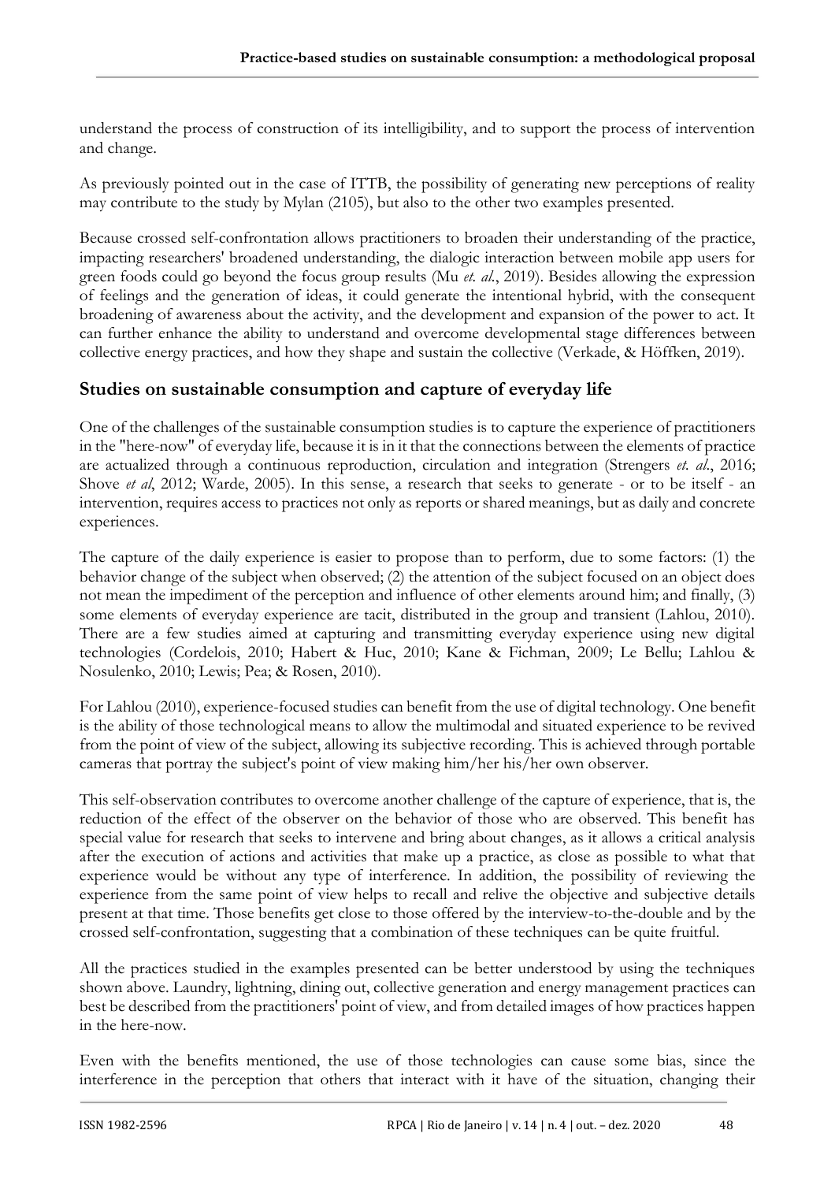understand the process of construction of its intelligibility, and to support the process of intervention and change.

As previously pointed out in the case of ITTB, the possibility of generating new perceptions of reality may contribute to the study by Mylan (2105), but also to the other two examples presented.

Because crossed self-confrontation allows practitioners to broaden their understanding of the practice, impacting researchers' broadened understanding, the dialogic interaction between mobile app users for green foods could go beyond the focus group results (Mu *et. al.*, 2019). Besides allowing the expression of feelings and the generation of ideas, it could generate the intentional hybrid, with the consequent broadening of awareness about the activity, and the development and expansion of the power to act. It can further enhance the ability to understand and overcome developmental stage differences between collective energy practices, and how they shape and sustain the collective (Verkade, & Höffken, 2019).

## Studies on sustainable consumption and capture of everyday life

One of the challenges of the sustainable consumption studies is to capture the experience of practitioners in the "here-now" of everyday life, because it is in it that the connections between the elements of practice are actualized through a continuous reproduction, circulation and integration (Strengers *et. al.*, 2016; Shove *et al*, 2012; Warde, 2005). In this sense, a research that seeks to generate - or to be itself - an intervention, requires access to practices not only as reports or shared meanings, but as daily and concrete experiences.

The capture of the daily experience is easier to propose than to perform, due to some factors: (1) the behavior change of the subject when observed; (2) the attention of the subject focused on an object does not mean the impediment of the perception and influence of other elements around him; and finally, (3) some elements of everyday experience are tacit, distributed in the group and transient (Lahlou, 2010). There are a few studies aimed at capturing and transmitting everyday experience using new digital technologies (Cordelois, 2010; Habert & Huc, 2010; Kane & Fichman, 2009; Le Bellu; Lahlou & Nosulenko, 2010; Lewis; Pea; & Rosen, 2010).

For Lahlou (2010), experience-focused studies can benefit from the use of digital technology. One benefit is the ability of those technological means to allow the multimodal and situated experience to be revived from the point of view of the subject, allowing its subjective recording. This is achieved through portable cameras that portray the subject's point of view making him/her his/her own observer.

This self-observation contributes to overcome another challenge of the capture of experience, that is, the reduction of the effect of the observer on the behavior of those who are observed. This benefit has special value for research that seeks to intervene and bring about changes, as it allows a critical analysis after the execution of actions and activities that make up a practice, as close as possible to what that experience would be without any type of interference. In addition, the possibility of reviewing the experience from the same point of view helps to recall and relive the objective and subjective details present at that time. Those benefits get close to those offered by the interview-to-the-double and by the crossed self-confrontation, suggesting that a combination of these techniques can be quite fruitful.

All the practices studied in the examples presented can be better understood by using the techniques shown above. Laundry, lightning, dining out, collective generation and energy management practices can best be described from the practitioners' point of view, and from detailed images of how practices happen in the here-now.

Even with the benefits mentioned, the use of those technologies can cause some bias, since the interference in the perception that others that interact with it have of the situation, changing their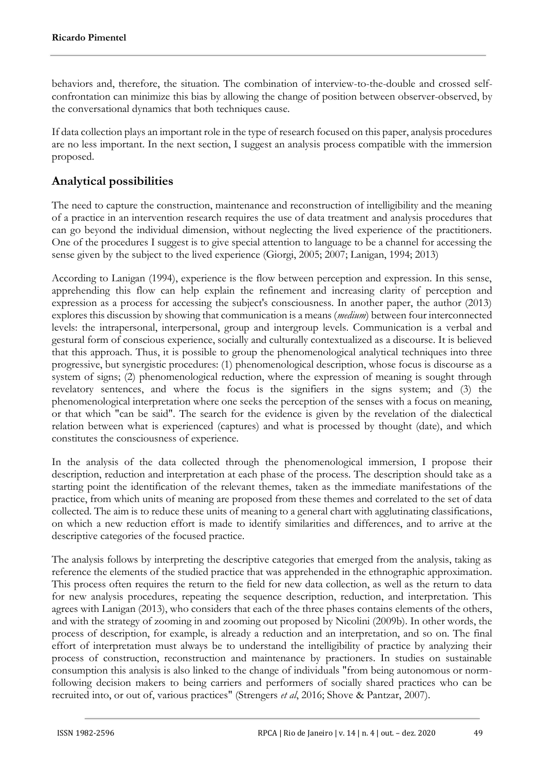behaviors and, therefore, the situation. The combination of interview-to-the-double and crossed self-confrontation can minimize this bias by allowing the change of position between observer-observed, by the conversational dynamics that both techniques cause.

If data collection plays an important role in the type of research focused on this paper, analysis procedures are no less important. In the next section, I suggest an analysis process compatible with the immersion proposed.

## Analytical possibilities

The need to capture the construction, maintenance and reconstruction of intelligibility and the meaning of a practice in an intervention research requires the use of data treatment and analysis procedures that can go beyond the individual dimension, without neglecting the lived experience of the practitioners. One of the procedures I suggest is to give special attention to language to be a channel for accessing the sense given by the subject to the lived experience (Giorgi, 2005; 2007; Lanigan, 1994; 2013)

According to Lanigan (1994), experience is the flow between perception and expression. In this sense, apprehending this flow can help explain the refinement and increasing clarity of perception and expression as a process for accessing the subject's consciousness. In another paper, the author (2013) explores this discussion by showing that communication is a means (*medium*) between four interconnected levels: the intrapersonal, interpersonal, group and intergroup levels. Communication is a verbal and gestural form of conscious experience, socially and culturally contextualized as a discourse. It is believed that this approach. Thus, it is possible to group the phenomenological analytical techniques into three progressive, but synergistic procedures: (1) phenomenological description, whose focus is discourse as a system of signs; (2) phenomenological reduction, where the expression of meaning is sought through revelatory sentences, and where the focus is the signifiers in the signs system; and (3) the phenomenological interpretation where one seeks the perception of the senses with a focus on meaning, or that which "can be said". The search for the evidence is given by the revelation of the dialectical relation between what is experienced (captures) and what is processed by thought (date), and which constitutes the consciousness of experience.

In the analysis of the data collected through the phenomenological immersion, I propose their description, reduction and interpretation at each phase of the process. The description should take as a starting point the identification of the relevant themes, taken as the immediate manifestations of the practice, from which units of meaning are proposed from these themes and correlated to the set of data collected. The aim is to reduce these units of meaning to a general chart with agglutinating classifications, on which a new reduction effort is made to identify similarities and differences, and to arrive at the descriptive categories of the focused practice.

The analysis follows by interpreting the descriptive categories that emerged from the analysis, taking as reference the elements of the studied practice that was apprehended in the ethnographic approximation. This process often requires the return to the field for new data collection, as well as the return to data for new analysis procedures, repeating the sequence description, reduction, and interpretation. This agrees with Lanigan (2013), who considers that each of the three phases contains elements of the others, and with the strategy of zooming in and zooming out proposed by Nicolini (2009b). In other words, the process of description, for example, is already a reduction and an interpretation, and so on. The final effort of interpretation must always be to understand the intelligibility of practice by analyzing their process of construction, reconstruction and maintenance by practioners. In studies on sustainable consumption this analysis is also linked to the change of individuals "from being autonomous or norm-following decision makers to being carriers and performers of socially shared practices who can be recruited into, or out of, various practices" (Strengers *et al*, 2016; Shove & Pantzar, 2007).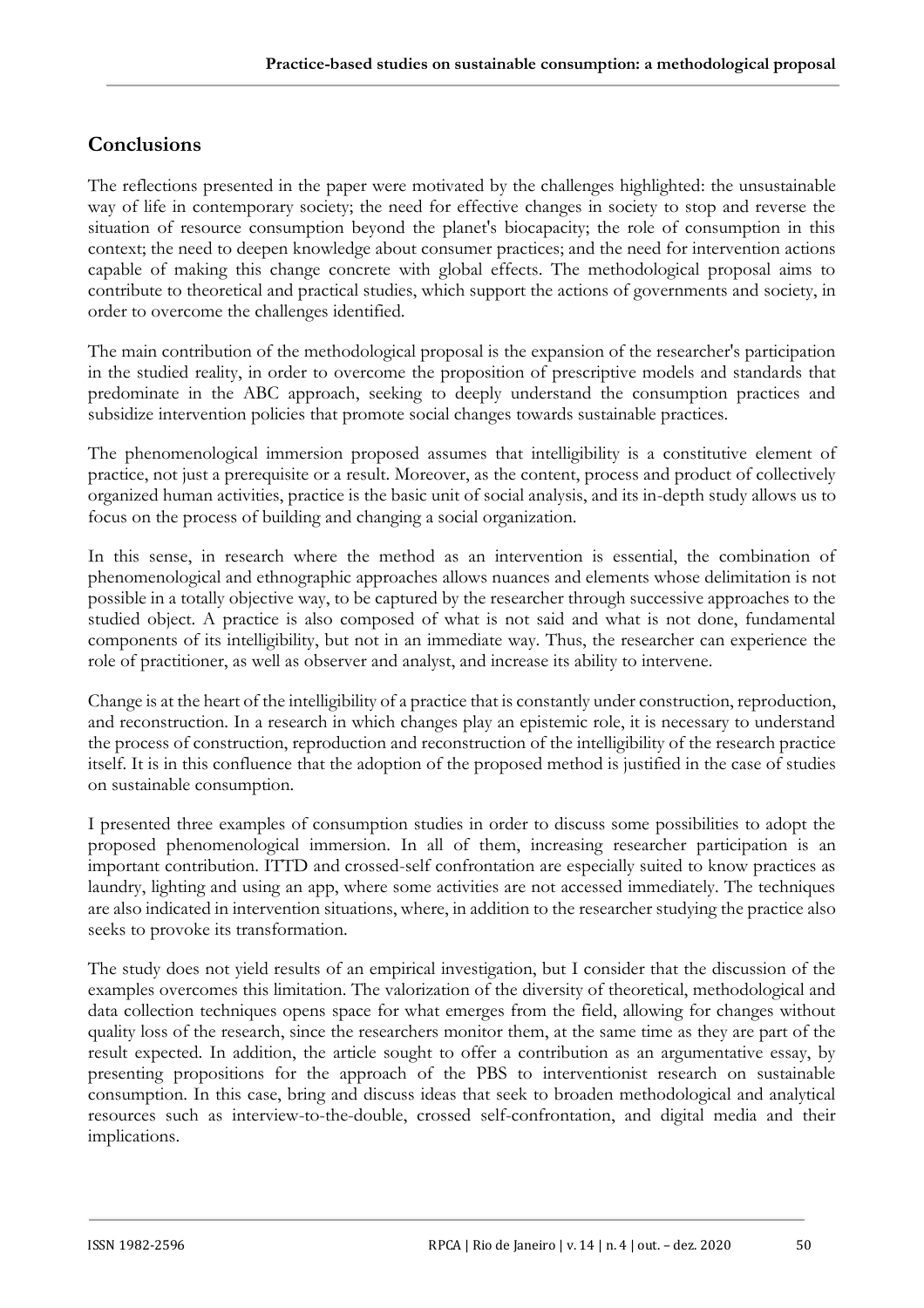## Conclusions

The reflections presented in the paper were motivated by the challenges highlighted: the unsustainable way of life in contemporary society; the need for effective changes in society to stop and reverse the situation of resource consumption beyond the planet's biocapacity; the role of consumption in this context; the need to deepen knowledge about consumer practices; and the need for intervention actions capable of making this change concrete with global effects. The methodological proposal aims to contribute to theoretical and practical studies, which support the actions of governments and society, in order to overcome the challenges identified.

The main contribution of the methodological proposal is the expansion of the researcher's participation in the studied reality, in order to overcome the proposition of prescriptive models and standards that predominate in the ABC approach, seeking to deeply understand the consumption practices and subsidize intervention policies that promote social changes towards sustainable practices.

The phenomenological immersion proposed assumes that intelligibility is a constitutive element of practice, not just a prerequisite or a result. Moreover, as the content, process and product of collectively organized human activities, practice is the basic unit of social analysis, and its in-depth study allows us to focus on the process of building and changing a social organization.

In this sense, in research where the method as an intervention is essential, the combination of phenomenological and ethnographic approaches allows nuances and elements whose delimitation is not possible in a totally objective way, to be captured by the researcher through successive approaches to the studied object. A practice is also composed of what is not said and what is not done, fundamental components of its intelligibility, but not in an immediate way. Thus, the researcher can experience the role of practitioner, as well as observer and analyst, and increase its ability to intervene.

Change is at the heart of the intelligibility of a practice that is constantly under construction, reproduction, and reconstruction. In a research in which changes play an epistemic role, it is necessary to understand the process of construction, reproduction and reconstruction of the intelligibility of the research practice itself. It is in this confluence that the adoption of the proposed method is justified in the case of studies on sustainable consumption.

I presented three examples of consumption studies in order to discuss some possibilities to adopt the proposed phenomenological immersion. In all of them, increasing researcher participation is an important contribution. ITTD and crossed-self confrontation are especially suited to know practices as laundry, lighting and using an app, where some activities are not accessed immediately. The techniques are also indicated in intervention situations, where, in addition to the researcher studying the practice also seeks to provoke its transformation.

The study does not yield results of an empirical investigation, but I consider that the discussion of the examples overcomes this limitation. The valorization of the diversity of theoretical, methodological and data collection techniques opens space for what emerges from the field, allowing for changes without quality loss of the research, since the researchers monitor them, at the same time as they are part of the result expected. In addition, the article sought to offer a contribution as an argumentative essay, by presenting propositions for the approach of the PBS to interventionist research on sustainable consumption. In this case, bring and discuss ideas that seek to broaden methodological and analytical resources such as interview-to-the-double, crossed self-confrontation, and digital media and their implications.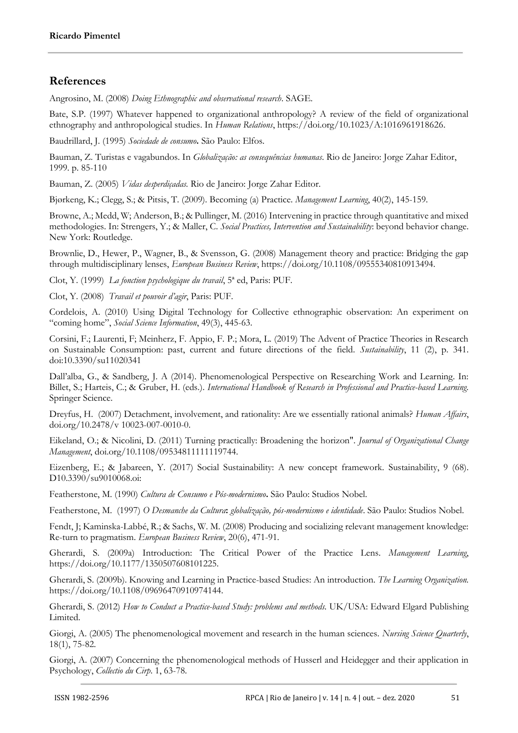## References

Angrosino, M. (2008) *Doing Ethnographic and observational research*. SAGE.

Bate, S.P. (1997) Whatever happened to organizational anthropology? A review of the field of organizational ethnography and anthropological studies. In *Human Relations*, https://doi.org/10.1023/A:1016961918626.

Baudrillard, J. (1995) *Sociedade de consumo***.** São Paulo: Elfos.

Bauman, Z. Turistas e vagabundos. In *Globalização: as consequências humanas*. Rio de Janeiro: Jorge Zahar Editor, 1999. p. 85-110

Bauman, Z. (2005) *Vidas desperdiçadas.* Rio de Janeiro: Jorge Zahar Editor.

Bjørkeng, K.; Clegg, S.; & Pitsis, T. (2009). Becoming (a) Practice. *Management Learning*, 40(2), 145-159.

Browne, A.; Medd, W; Anderson, B.; & Pullinger, M. (2016) Intervening in practice through quantitative and mixed methodologies. In: Strengers, Y.; & Maller, C. *Social Practices, Intervention and Sustainability*: beyond behavior change. New York: Routledge.

Brownlie, D., Hewer, P., Wagner, B., & Svensson, G. (2008) Management theory and practice: Bridging the gap through multidisciplinary lenses, *European Business Review*, https://doi.org/10.1108/09555340810913494.

Clot, Y. (1999) *La fonction psychologique du travail*, 5ª ed, Paris: PUF.

Clot, Y. (2008) *Travail et pouvoir d'agir*, Paris: PUF.

Cordelois, A. (2010) Using Digital Technology for Collective ethnographic observation: An experiment on "coming home", *Social Science Information*, 49(3), 445-63.

Corsini, F.; Laurenti, F; Meinherz, F. Appio, F. P.; Mora, L. (2019) The Advent of Practice Theories in Research on Sustainable Consumption: past, current and future directions of the field. *Sustainability*, 11 (2), p. 341. doi:10.3390/su11020341

Dall'alba, G., & Sandberg, J. A (2014). Phenomenological Perspective on Researching Work and Learning. In: Billet, S.; Harteis, C.; & Gruber, H. (eds.). *International Handbook of Research in Professional and Practice-based Learning.* Springer Science.

Dreyfus, H. (2007) Detachment, involvement, and rationality: Are we essentially rational animals? *Human Affairs*, doi.org/10.2478/v 10023-007-0010-0.

Eikeland, O.; & Nicolini, D. (2011) Turning practically: Broadening the horizon". *Journal of Organizational Change Management*, doi.org/10.1108/09534811111119744.

Eizenberg, E.; & Jabareen, Y. (2017) Social Sustainability: A new concept framework. Sustainability, 9 (68). D10.3390/su9010068.oi:

Featherstone, M. (1990) *Cultura de Consumo e Pós-modernismo***.** São Paulo: Studios Nobel.

Featherstone, M. (1997) *O Desmanche da Cultura***:** *globalização, pós-modernismo e identidade*. São Paulo: Studios Nobel.

Fendt, J; Kaminska-Labbé, R.; & Sachs, W. M. (2008) Producing and socializing relevant management knowledge: Re-turn to pragmatism. *European Business Review*, 20(6), 471-91.

Gherardi, S. (2009a) Introduction: The Critical Power of the Practice Lens. *Management Learning*, https://doi.org/10.1177/1350507608101225.

Gherardi, S. (2009b). Knowing and Learning in Practice-based Studies: An introduction. *The Learning Organization.* https://doi.org/10.1108/09696470910974144.

Gherardi, S. (2012) *How to Conduct a Practice-based Study: problems and methods.* UK/USA: Edward Elgard Publishing Limited.

Giorgi, A. (2005) The phenomenological movement and research in the human sciences. *Nursing Science Quarterly*, 18(1), 75-82.

Giorgi, A. (2007) Concerning the phenomenological methods of Husserl and Heidegger and their application in Psychology, *Collectio du Cirp*. 1, 63-78.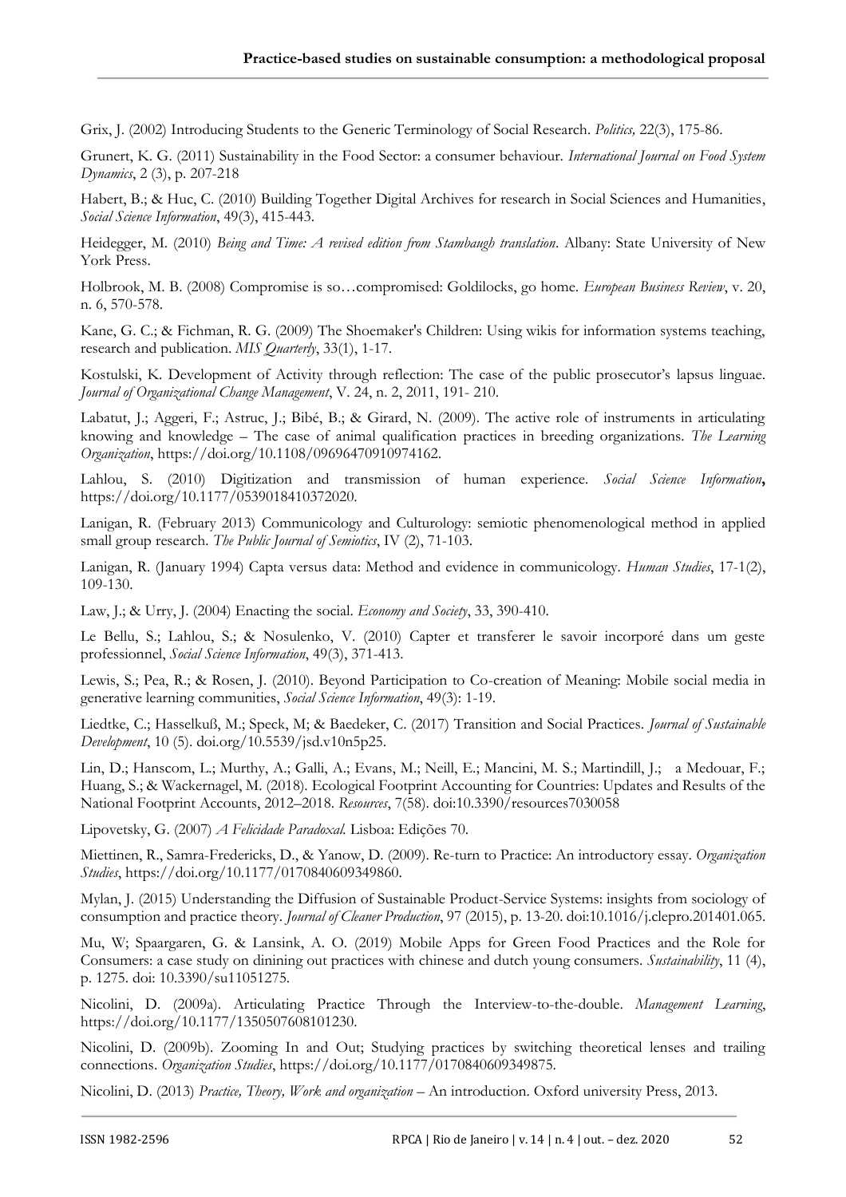Grix, J. (2002) Introducing Students to the Generic Terminology of Social Research. *Politics,* 22(3), 175-86.

Grunert, K. G. (2011) Sustainability in the Food Sector: a consumer behaviour. *International Journal on Food System Dynamics*, 2 (3), p. 207-218

Habert, B.; & Huc, C. (2010) Building Together Digital Archives for research in Social Sciences and Humanities, *Social Science Information*, 49(3), 415-443.

Heidegger, M. (2010) *Being and Time: A revised edition from Stambaugh translation*. Albany: State University of New York Press.

Holbrook, M. B. (2008) Compromise is so…compromised: Goldilocks, go home. *European Business Review*, v. 20, n. 6, 570-578.

Kane, G. C.; & Fichman, R. G. (2009) The Shoemaker's Children: Using wikis for information systems teaching, research and publication. *MIS Quarterly*, 33(1), 1-17.

Kostulski, K. Development of Activity through reflection: The case of the public prosecutor's lapsus linguae. *Journal of Organizational Change Management*, V. 24, n. 2, 2011, 191- 210.

Labatut, J.; Aggeri, F.; Astruc, J.; Bibé, B.; & Girard, N. (2009). The active role of instruments in articulating knowing and knowledge – The case of animal qualification practices in breeding organizations. *The Learning Organization*, https://doi.org/10.1108/09696470910974162.

Lahlou, S. (2010) Digitization and transmission of human experience. *Social Science Information***,** https://doi.org/10.1177/0539018410372020.

Lanigan, R. (February 2013) Communicology and Culturology: semiotic phenomenological method in applied small group research. *The Public Journal of Semiotics*, IV (2), 71-103.

Lanigan, R. (January 1994) Capta versus data: Method and evidence in communicology. *Human Studies*, 17-1(2), 109-130.

Law, J.; & Urry, J. (2004) Enacting the social. *Economy and Society*, 33, 390-410.

Le Bellu, S.; Lahlou, S.; & Nosulenko, V. (2010) Capter et transferer le savoir incorporé dans um geste professionnel, *Social Science Information*, 49(3), 371-413.

Lewis, S.; Pea, R.; & Rosen, J. (2010). Beyond Participation to Co-creation of Meaning: Mobile social media in generative learning communities, *Social Science Information*, 49(3): 1-19.

Liedtke, C.; Hasselkuß, M.; Speck, M; & Baedeker, C. (2017) Transition and Social Practices. *Journal of Sustainable Development*, 10 (5). doi.org/10.5539/jsd.v10n5p25.

Lin, D.; Hanscom, L.; Murthy, A.; Galli, A.; Evans, M.; Neill, E.; Mancini, M. S.; Martindill, J.; a Medouar, F.; Huang, S.; & Wackernagel, M. (2018). Ecological Footprint Accounting for Countries: Updates and Results of the National Footprint Accounts, 2012–2018. *Resources*, 7(58). doi:10.3390/resources7030058

Lipovetsky, G. (2007) *A Felicidade Paradoxal*. Lisboa: Edições 70.

Miettinen, R., Samra-Fredericks, D., & Yanow, D. (2009). Re-turn to Practice: An introductory essay. *Organization Studies*, https://doi.org/10.1177/0170840609349860.

Mylan, J. (2015) Understanding the Diffusion of Sustainable Product-Service Systems: insights from sociology of consumption and practice theory. *Journal of Cleaner Production*, 97 (2015), p. 13-20. doi:10.1016/j.clepro.201401.065.

Mu, W; Spaargaren, G. & Lansink, A. O. (2019) Mobile Apps for Green Food Practices and the Role for Consumers: a case study on dinining out practices with chinese and dutch young consumers. *Sustainability*, 11 (4), p. 1275. doi: 10.3390/su11051275.

Nicolini, D. (2009a). Articulating Practice Through the Interview-to-the-double. *Management Learning*, https://doi.org/10.1177/1350507608101230.

Nicolini, D. (2009b). Zooming In and Out; Studying practices by switching theoretical lenses and trailing connections. *Organization Studies*, https://doi.org/10.1177/0170840609349875.

Nicolini, D. (2013) *Practice, Theory, Work and organization* – An introduction. Oxford university Press, 2013.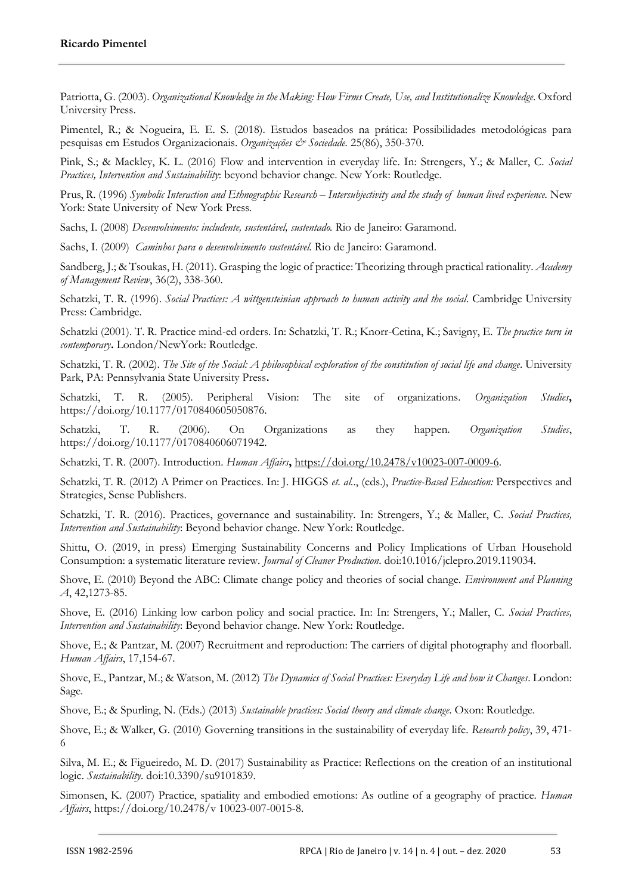Patriotta, G. (2003). *Organizational Knowledge in the Making: How Firms Create, Use, and Institutionalize Knowledge*. Oxford University Press.

Pimentel, R.; & Nogueira, E. E. S. (2018). Estudos baseados na prática: Possibilidades metodológicas para pesquisas em Estudos Organizacionais. *Organizações & Sociedade*. 25(86), 350-370.

Pink, S.; & Mackley, K. L. (2016) Flow and intervention in everyday life. In: Strengers, Y.; & Maller, C. *Social Practices, Intervention and Sustainability*: beyond behavior change. New York: Routledge.

Prus, R. (1996) *Symbolic Interaction and Ethnographic Research – Intersubjectivity and the study of human lived experience*. New York: State University of New York Press.

Sachs, I. (2008) *Desenvolvimento: includente, sustentável, sustentado.* Rio de Janeiro: Garamond.

Sachs, I. (2009) *Caminhos para o desenvolvimento sustentável.* Rio de Janeiro: Garamond.

Sandberg, J.; & Tsoukas, H. (2011). Grasping the logic of practice: Theorizing through practical rationality. *Academy of Management Review*, 36(2), 338-360.

Schatzki, T. R. (1996). *Social Practices: A wittgensteinian approach to human activity and the social*. Cambridge University Press: Cambridge.

Schatzki (2001). T. R. Practice mind-ed orders. In: Schatzki, T. R.; Knorr-Cetina, K.; Savigny, E. *The practice turn in contemporary***.** London/NewYork: Routledge.

Schatzki, T. R. (2002). *The Site of the Social: A philosophical exploration of the constitution of social life and change*. University Park, PA: Pennsylvania State University Press**.**

Schatzki, T. R. (2005). Peripheral Vision: The site of organizations. *Organization Studies***,** https://doi.org/10.1177/0170840605050876.

Schatzki, T. R. (2006). On Organizations as they happen. *Organization Studies*, https://doi.org/10.1177/0170840606071942.

Schatzki, T. R. (2007). Introduction. *Human Affairs***,** https://doi.org/10.2478/v10023-007-0009-6.

Schatzki, T. R. (2012) A Primer on Practices. In: J. HIGGS *et. al*.., (eds.), *Practice-Based Education:* Perspectives and Strategies, Sense Publishers.

Schatzki, T. R. (2016). Practices, governance and sustainability. In: Strengers, Y.; & Maller, C. *Social Practices, Intervention and Sustainability*: Beyond behavior change. New York: Routledge.

Shittu, O. (2019, in press) Emerging Sustainability Concerns and Policy Implications of Urban Household Consumption: a systematic literature review. *Journal of Cleaner Production*. doi:10.1016/jclepro.2019.119034.

Shove, E. (2010) Beyond the ABC: Climate change policy and theories of social change. *Environment and Planning A*, 42,1273-85.

Shove, E. (2016) Linking low carbon policy and social practice. In: In: Strengers, Y.; Maller, C. *Social Practices, Intervention and Sustainability*: Beyond behavior change. New York: Routledge.

Shove, E.; & Pantzar, M. (2007) Recruitment and reproduction: The carriers of digital photography and floorball. *Human Affairs*, 17,154-67.

Shove, E., Pantzar, M.; & Watson, M. (2012) *The Dynamics of Social Practices: Everyday Life and how it Changes*. London: Sage.

Shove, E.; & Spurling, N. (Eds.) (2013) *Sustainable practices: Social theory and climate change*. Oxon: Routledge.

Shove, E.; & Walker, G. (2010) Governing transitions in the sustainability of everyday life. *Research policy*, 39, 471-6

Silva, M. E.; & Figueiredo, M. D. (2017) Sustainability as Practice: Reflections on the creation of an institutional logic. *Sustainability*. doi:10.3390/su9101839.

Simonsen, K. (2007) Practice, spatiality and embodied emotions: As outline of a geography of practice. *Human Affairs*, https://doi.org/10.2478/v 10023-007-0015-8.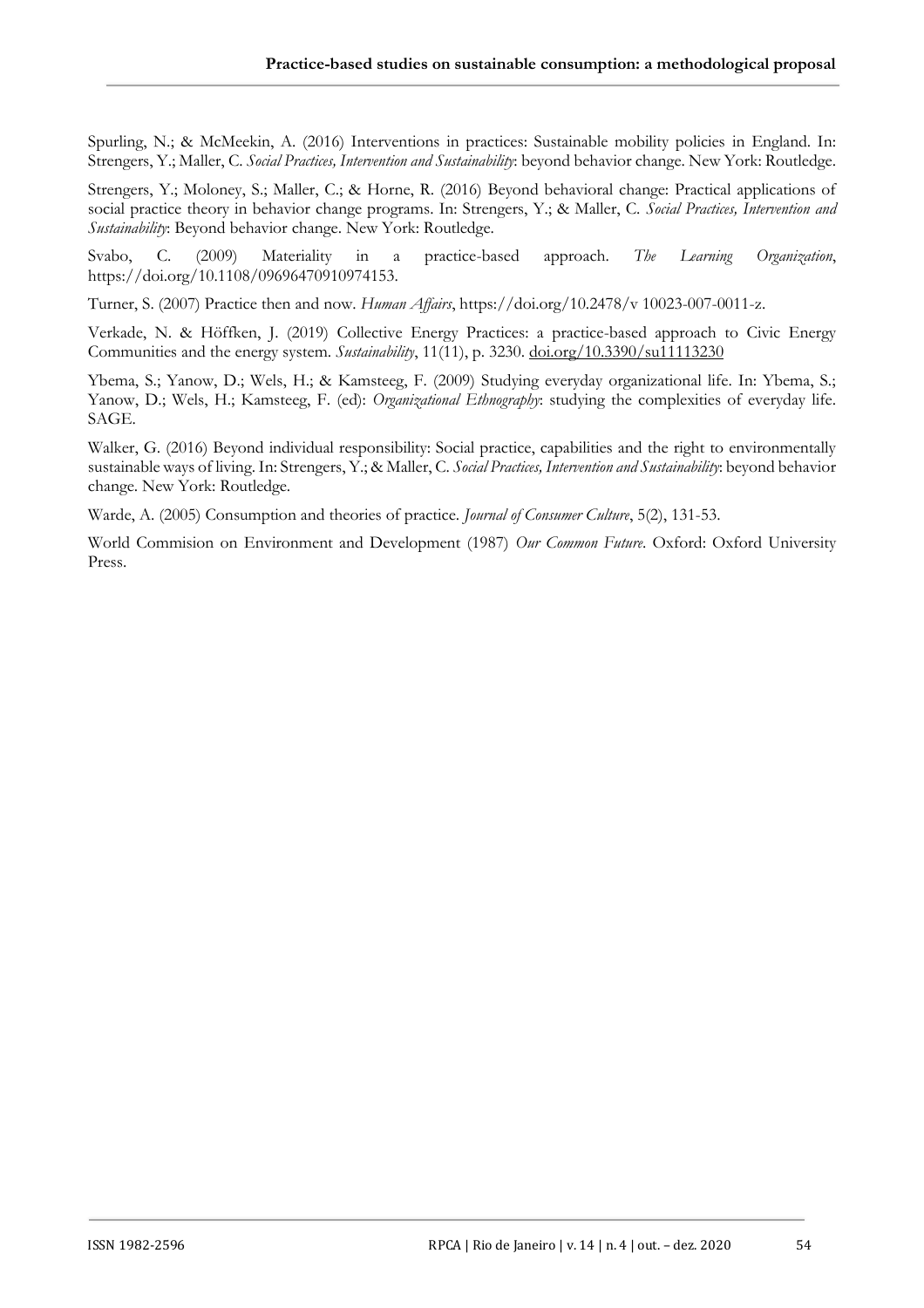Spurling, N.; & McMeekin, A. (2016) Interventions in practices: Sustainable mobility policies in England. In: Strengers, Y.; Maller, C. *Social Practices, Intervention and Sustainability*: beyond behavior change. New York: Routledge.

Strengers, Y.; Moloney, S.; Maller, C.; & Horne, R. (2016) Beyond behavioral change: Practical applications of social practice theory in behavior change programs. In: Strengers, Y.; & Maller, C. *Social Practices, Intervention and Sustainability*: Beyond behavior change. New York: Routledge.

Svabo, C. (2009) Materiality in a practice-based approach. *The Learning Organization*, https://doi.org/10.1108/09696470910974153.

Turner, S. (2007) Practice then and now. *Human Affairs*, https://doi.org/10.2478/v 10023-007-0011-z.

Verkade, N. & Höffken, J. (2019) Collective Energy Practices: a practice-based approach to Civic Energy Communities and the energy system. *Sustainability*, 11(11), p. 3230. doi.org/10.3390/su11113230

Ybema, S.; Yanow, D.; Wels, H.; & Kamsteeg, F. (2009) Studying everyday organizational life. In: Ybema, S.; Yanow, D.; Wels, H.; Kamsteeg, F. (ed): *Organizational Ethnography*: studying the complexities of everyday life. SAGE.

Walker, G. (2016) Beyond individual responsibility: Social practice, capabilities and the right to environmentally sustainable ways of living. In: Strengers, Y.; & Maller, C. *Social Practices, Intervention and Sustainability*: beyond behavior change. New York: Routledge.

Warde, A. (2005) Consumption and theories of practice. *Journal of Consumer Culture*, 5(2), 131-53.

World Commision on Environment and Development (1987) *Our Common Future*. Oxford: Oxford University Press.